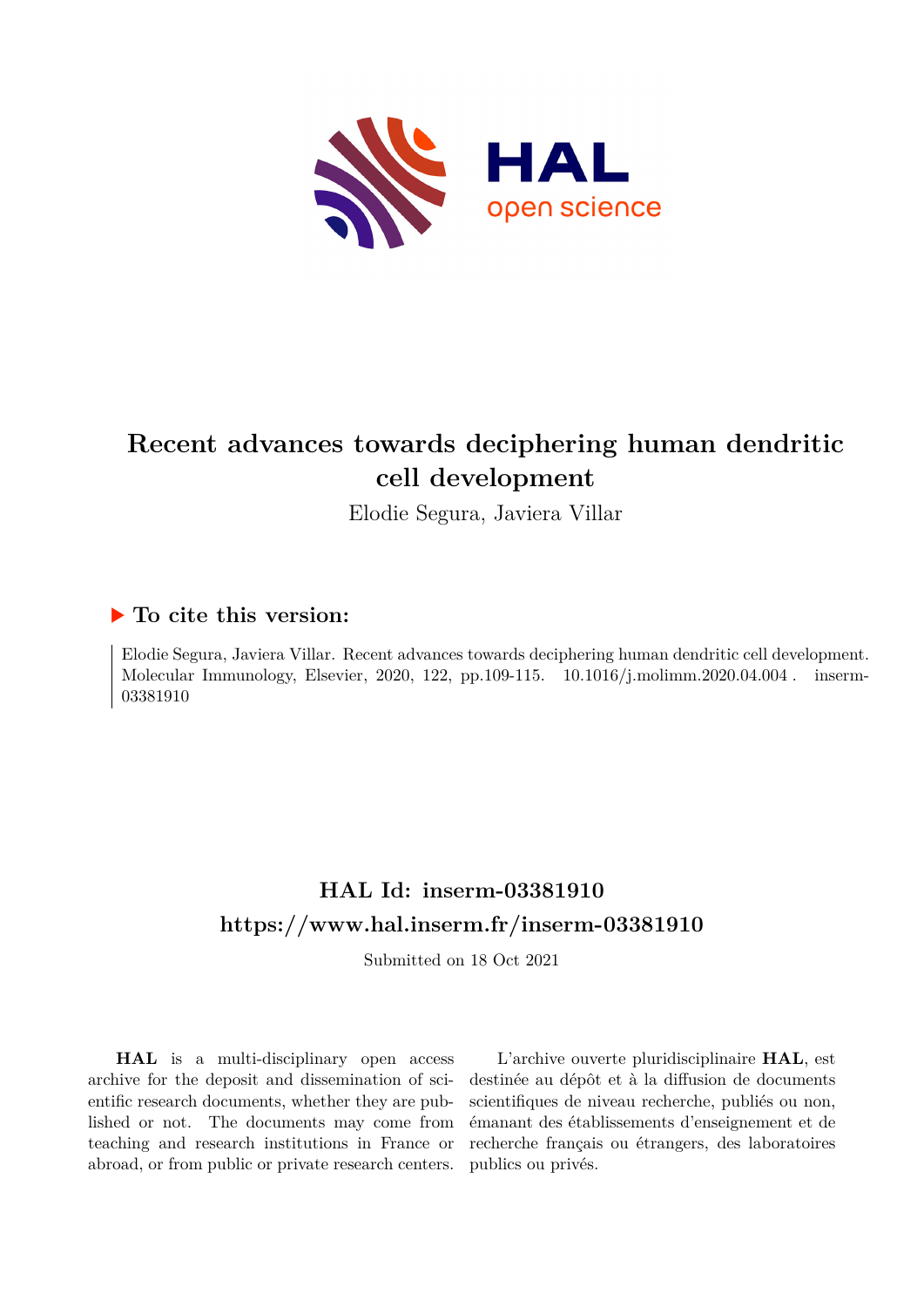# Recent advances towards deciphering human dendritic cell development

Elodie Segura, Javiera Villar

## ▶ To cite this version:

Elodie Segura, Javiera Villar. Recent advances towards deciphering human dendritic cell development. Molecular Immunology, Elsevier, 2020, 122, pp.109-115. 10.1016/j.molimm.2020.04.004 . inserm-03381910

## HAL Id: inserm-03381910
## https://www.hal.inserm.fr/inserm-03381910

Submitted on 18 Oct 2021

**HAL** is a multi-disciplinary open access archive for the deposit and dissemination of scientific research documents, whether they are published or not. The documents may come from teaching and research institutions in France or abroad, or from public or private research centers.

L'archive ouverte pluridisciplinaire **HAL**, est destinée au dépôt et à la diffusion de documents scientifiques de niveau recherche, publiés ou non, émanant des établissements d'enseignement et de recherche français ou étrangers, des laboratoires publics ou privés.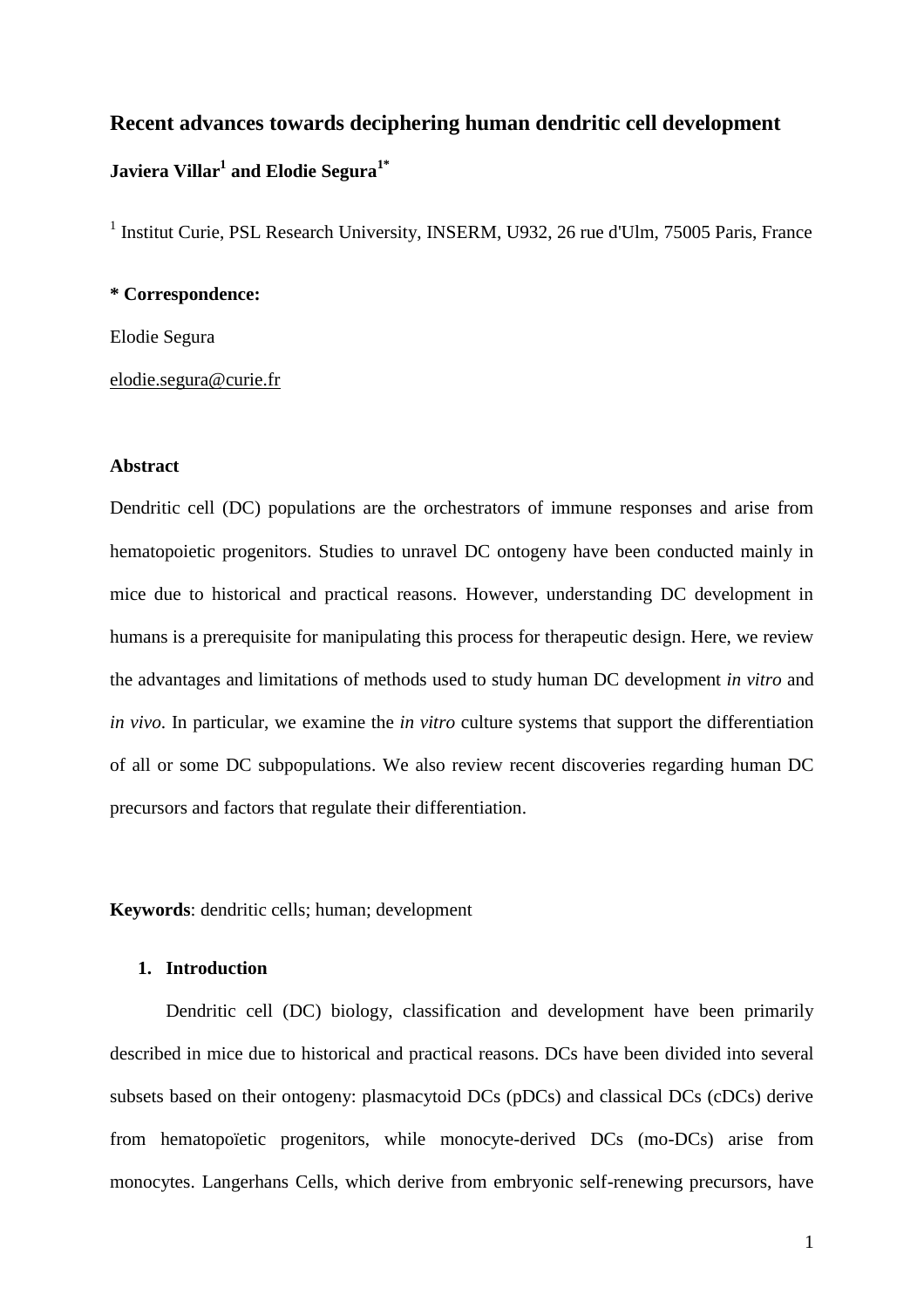# Recent advances towards deciphering human dendritic cell development

**Javiera Villar[1] and Elodie Segura[1*]**

[1] Institut Curie, PSL Research University, INSERM, U932, 26 rue d'Ulm, 75005 Paris, France

**\* Correspondence:**

Elodie Segura

elodie.segura@curie.fr

**Abstract**

Dendritic cell (DC) populations are the orchestrators of immune responses and arise from hematopoietic progenitors. Studies to unravel DC ontogeny have been conducted mainly in mice due to historical and practical reasons. However, understanding DC development in humans is a prerequisite for manipulating this process for therapeutic design. Here, we review the advantages and limitations of methods used to study human DC development *in vitro* and *in vivo*. In particular, we examine the *in vitro* culture systems that support the differentiation of all or some DC subpopulations. We also review recent discoveries regarding human DC precursors and factors that regulate their differentiation.

**Keywords**: dendritic cells; human; development

## 1. Introduction

Dendritic cell (DC) biology, classification and development have been primarily described in mice due to historical and practical reasons. DCs have been divided into several subsets based on their ontogeny: plasmacytoid DCs (pDCs) and classical DCs (cDCs) derive from hematopoïetic progenitors, while monocyte-derived DCs (mo-DCs) arise from monocytes. Langerhans Cells, which derive from embryonic self-renewing precursors, have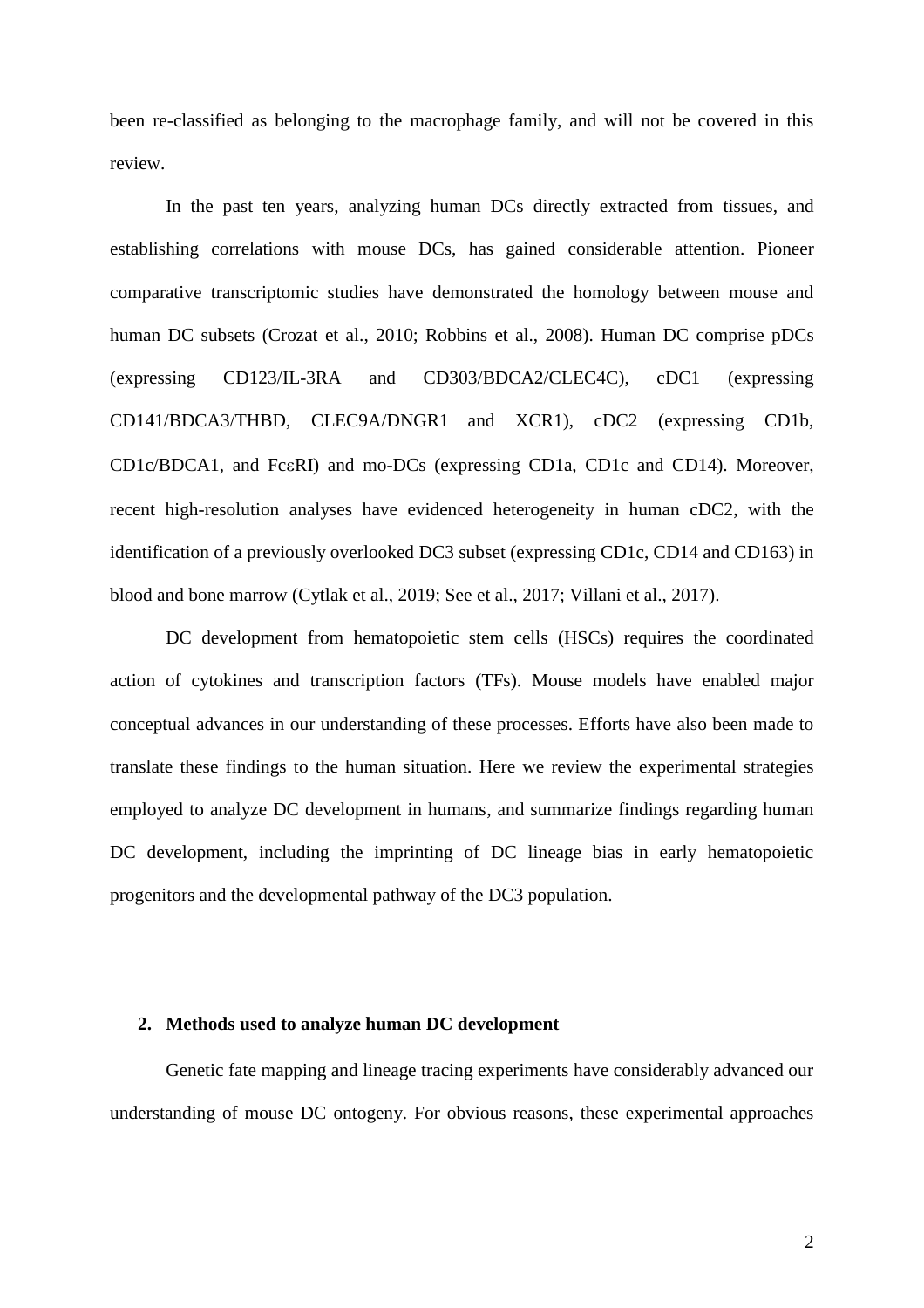been re-classified as belonging to the macrophage family, and will not be covered in this review.

In the past ten years, analyzing human DCs directly extracted from tissues, and establishing correlations with mouse DCs, has gained considerable attention. Pioneer comparative transcriptomic studies have demonstrated the homology between mouse and human DC subsets (Crozat et al., 2010; Robbins et al., 2008). Human DC comprise pDCs (expressing CD123/IL-3RA and CD303/BDCA2/CLEC4C), cDC1 (expressing CD141/BDCA3/THBD, CLEC9A/DNGR1 and XCR1), cDC2 (expressing CD1b, CD1c/BDCA1, and FcεRI) and mo-DCs (expressing CD1a, CD1c and CD14). Moreover, recent high-resolution analyses have evidenced heterogeneity in human cDC2, with the identification of a previously overlooked DC3 subset (expressing CD1c, CD14 and CD163) in blood and bone marrow (Cytlak et al., 2019; See et al., 2017; Villani et al., 2017).

DC development from hematopoietic stem cells (HSCs) requires the coordinated action of cytokines and transcription factors (TFs). Mouse models have enabled major conceptual advances in our understanding of these processes. Efforts have also been made to translate these findings to the human situation. Here we review the experimental strategies employed to analyze DC development in humans, and summarize findings regarding human DC development, including the imprinting of DC lineage bias in early hematopoietic progenitors and the developmental pathway of the DC3 population.

## 2. Methods used to analyze human DC development

Genetic fate mapping and lineage tracing experiments have considerably advanced our understanding of mouse DC ontogeny. For obvious reasons, these experimental approaches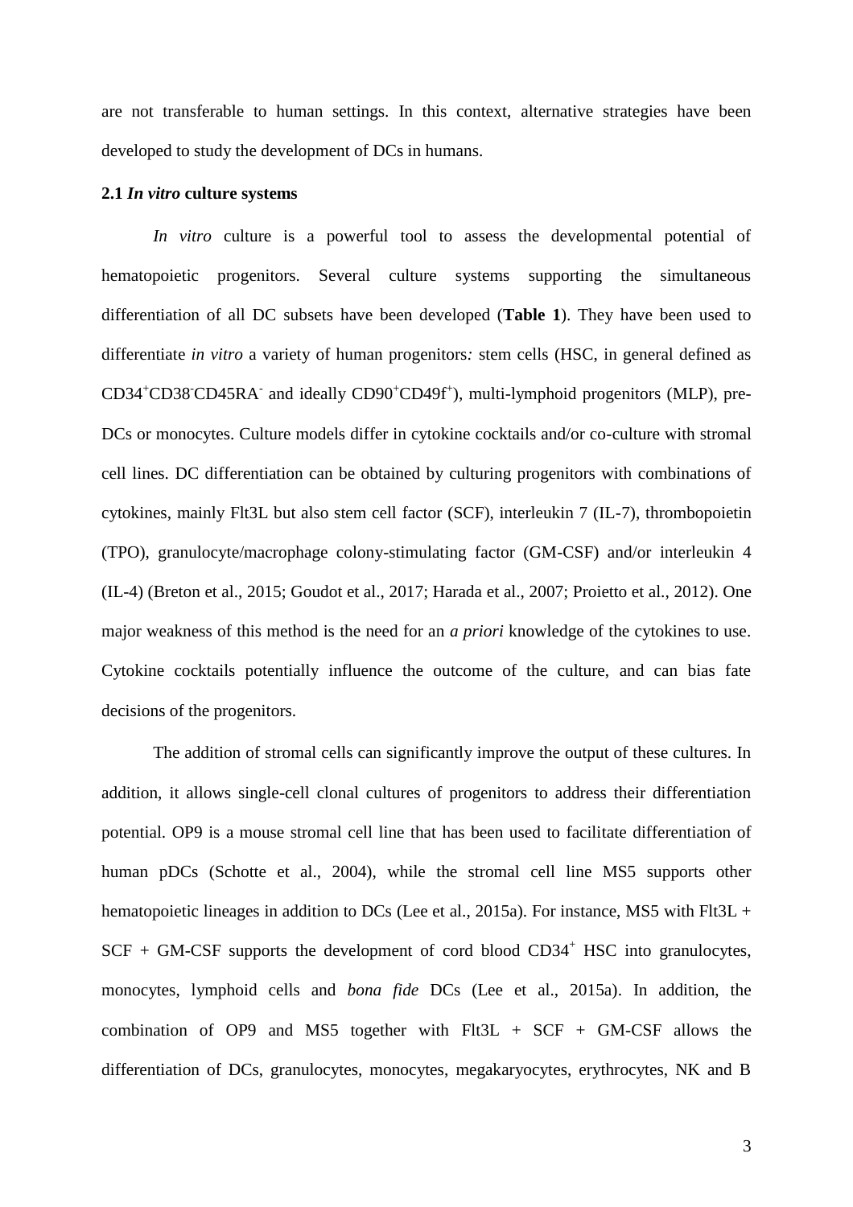are not transferable to human settings. In this context, alternative strategies have been developed to study the development of DCs in humans.

### 2.1 *In vitro* culture systems

*In vitro* culture is a powerful tool to assess the developmental potential of hematopoietic progenitors. Several culture systems supporting the simultaneous differentiation of all DC subsets have been developed (**Table 1**). They have been used to differentiate *in vitro* a variety of human progenitors*:* stem cells (HSC, in general defined as $CD34^+CD38^-CD45RA^-$ and ideally $CD90^+CD49f^+$), multi-lymphoid progenitors (MLP), pre-DCs or monocytes. Culture models differ in cytokine cocktails and/or co-culture with stromal cell lines. DC differentiation can be obtained by culturing progenitors with combinations of cytokines, mainly Flt3L but also stem cell factor (SCF), interleukin 7 (IL-7), thrombopoietin (TPO), granulocyte/macrophage colony-stimulating factor (GM-CSF) and/or interleukin 4 (IL-4) (Breton et al., 2015; Goudot et al., 2017; Harada et al., 2007; Proietto et al., 2012). One major weakness of this method is the need for an *a priori* knowledge of the cytokines to use. Cytokine cocktails potentially influence the outcome of the culture, and can bias fate decisions of the progenitors.

The addition of stromal cells can significantly improve the output of these cultures. In addition, it allows single-cell clonal cultures of progenitors to address their differentiation potential. OP9 is a mouse stromal cell line that has been used to facilitate differentiation of human pDCs (Schotte et al., 2004), while the stromal cell line MS5 supports other hematopoietic lineages in addition to DCs (Lee et al., 2015a). For instance, MS5 with Flt3L + SCF + GM-CSF supports the development of cord blood $CD34^+$ HSC into granulocytes, monocytes, lymphoid cells and *bona fide* DCs (Lee et al., 2015a). In addition, the combination of OP9 and MS5 together with Flt3L + SCF + GM-CSF allows the differentiation of DCs, granulocytes, monocytes, megakaryocytes, erythrocytes, NK and B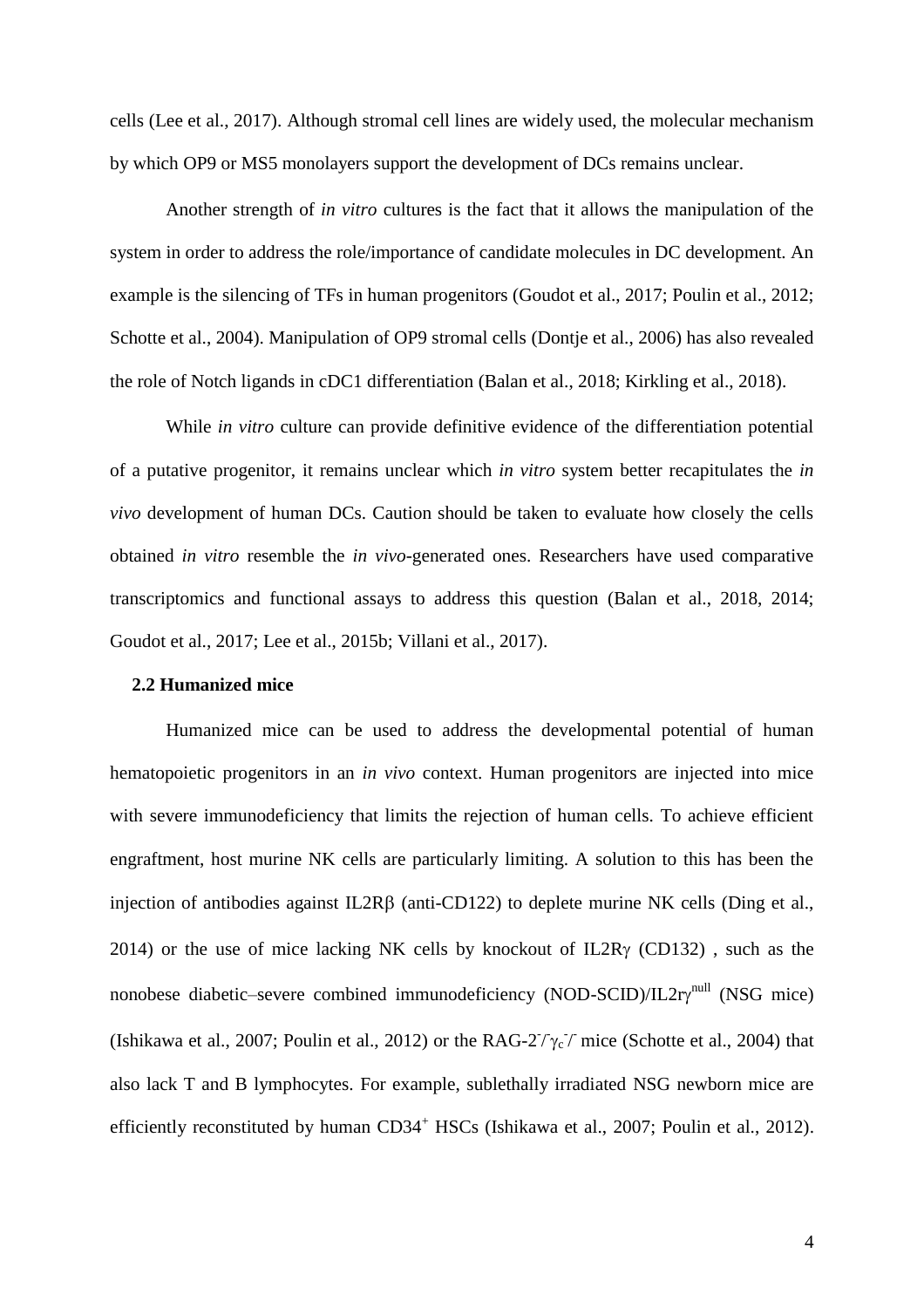cells (Lee et al., 2017). Although stromal cell lines are widely used, the molecular mechanism by which OP9 or MS5 monolayers support the development of DCs remains unclear.

Another strength of *in vitro* cultures is the fact that it allows the manipulation of the system in order to address the role/importance of candidate molecules in DC development. An example is the silencing of TFs in human progenitors (Goudot et al., 2017; Poulin et al., 2012; Schotte et al., 2004). Manipulation of OP9 stromal cells (Dontje et al., 2006) has also revealed the role of Notch ligands in cDC1 differentiation (Balan et al., 2018; Kirkling et al., 2018).

While *in vitro* culture can provide definitive evidence of the differentiation potential of a putative progenitor, it remains unclear which *in vitro* system better recapitulates the *in vivo* development of human DCs. Caution should be taken to evaluate how closely the cells obtained *in vitro* resemble the *in vivo*-generated ones. Researchers have used comparative transcriptomics and functional assays to address this question (Balan et al., 2018, 2014; Goudot et al., 2017; Lee et al., 2015b; Villani et al., 2017).

### 2.2 Humanized mice

Humanized mice can be used to address the developmental potential of human hematopoietic progenitors in an *in vivo* context. Human progenitors are injected into mice with severe immunodeficiency that limits the rejection of human cells. To achieve efficient engraftment, host murine NK cells are particularly limiting. A solution to this has been the injection of antibodies against IL2Rβ (anti-CD122) to deplete murine NK cells (Ding et al., 2014) or the use of mice lacking NK cells by knockout of IL2Rγ (CD132) , such as the nonobese diabetic–severe combined immunodeficiency (NOD-SCID)/IL2r$\gamma^{null}$ (NSG mice) (Ishikawa et al., 2007; Poulin et al., 2012) or the RAG-$2^{-/-}\gamma_c^{-/-}$ mice (Schotte et al., 2004) that also lack T and B lymphocytes. For example, sublethally irradiated NSG newborn mice are efficiently reconstituted by human CD34$^+$ HSCs (Ishikawa et al., 2007; Poulin et al., 2012).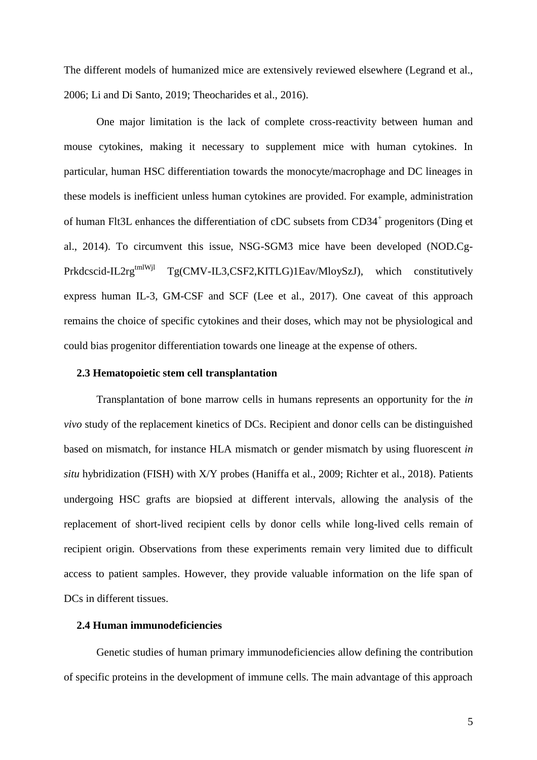The different models of humanized mice are extensively reviewed elsewhere (Legrand et al., 2006; Li and Di Santo, 2019; Theocharides et al., 2016).

One major limitation is the lack of complete cross-reactivity between human and mouse cytokines, making it necessary to supplement mice with human cytokines. In particular, human HSC differentiation towards the monocyte/macrophage and DC lineages in these models is inefficient unless human cytokines are provided. For example, administration of human Flt3L enhances the differentiation of cDC subsets from $CD34^+$ progenitors (Ding et al., 2014). To circumvent this issue, NSG-SGM3 mice have been developed (NOD.Cg-Prkdcscid-IL2rg$^{tmlWjl}$ Tg(CMV-IL3,CSF2,KITLG)1Eav/MloySzJ), which constitutively express human IL-3, GM-CSF and SCF (Lee et al., 2017). One caveat of this approach remains the choice of specific cytokines and their doses, which may not be physiological and could bias progenitor differentiation towards one lineage at the expense of others.

### 2.3 Hematopoietic stem cell transplantation

Transplantation of bone marrow cells in humans represents an opportunity for the *in vivo* study of the replacement kinetics of DCs. Recipient and donor cells can be distinguished based on mismatch, for instance HLA mismatch or gender mismatch by using fluorescent *in situ* hybridization (FISH) with X/Y probes (Haniffa et al., 2009; Richter et al., 2018). Patients undergoing HSC grafts are biopsied at different intervals, allowing the analysis of the replacement of short-lived recipient cells by donor cells while long-lived cells remain of recipient origin. Observations from these experiments remain very limited due to difficult access to patient samples. However, they provide valuable information on the life span of DCs in different tissues.

### 2.4 Human immunodeficiencies

Genetic studies of human primary immunodeficiencies allow defining the contribution of specific proteins in the development of immune cells. The main advantage of this approach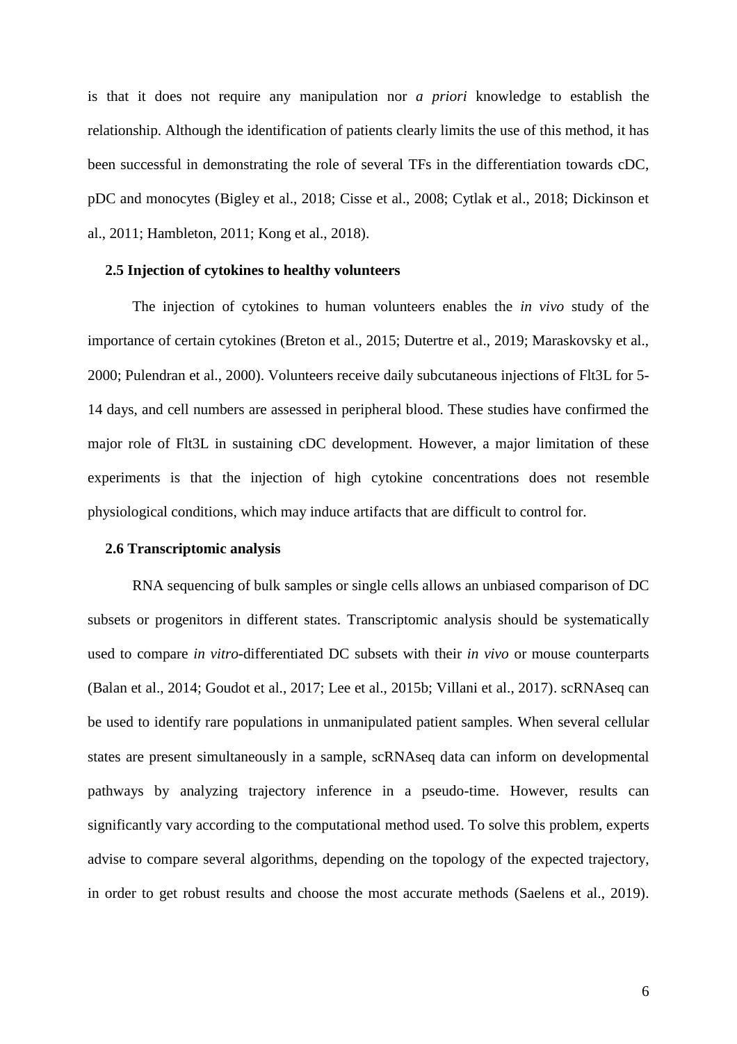is that it does not require any manipulation nor *a priori* knowledge to establish the relationship. Although the identification of patients clearly limits the use of this method, it has been successful in demonstrating the role of several TFs in the differentiation towards cDC, pDC and monocytes (Bigley et al., 2018; Cisse et al., 2008; Cytlak et al., 2018; Dickinson et al., 2011; Hambleton, 2011; Kong et al., 2018).

### 2.5 Injection of cytokines to healthy volunteers

The injection of cytokines to human volunteers enables the *in vivo* study of the importance of certain cytokines (Breton et al., 2015; Dutertre et al., 2019; Maraskovsky et al., 2000; Pulendran et al., 2000). Volunteers receive daily subcutaneous injections of Flt3L for 5-14 days, and cell numbers are assessed in peripheral blood. These studies have confirmed the major role of Flt3L in sustaining cDC development. However, a major limitation of these experiments is that the injection of high cytokine concentrations does not resemble physiological conditions, which may induce artifacts that are difficult to control for.

### 2.6 Transcriptomic analysis

RNA sequencing of bulk samples or single cells allows an unbiased comparison of DC subsets or progenitors in different states. Transcriptomic analysis should be systematically used to compare *in vitro*-differentiated DC subsets with their *in vivo* or mouse counterparts (Balan et al., 2014; Goudot et al., 2017; Lee et al., 2015b; Villani et al., 2017). scRNAseq can be used to identify rare populations in unmanipulated patient samples. When several cellular states are present simultaneously in a sample, scRNAseq data can inform on developmental pathways by analyzing trajectory inference in a pseudo-time. However, results can significantly vary according to the computational method used. To solve this problem, experts advise to compare several algorithms, depending on the topology of the expected trajectory, in order to get robust results and choose the most accurate methods (Saelens et al., 2019).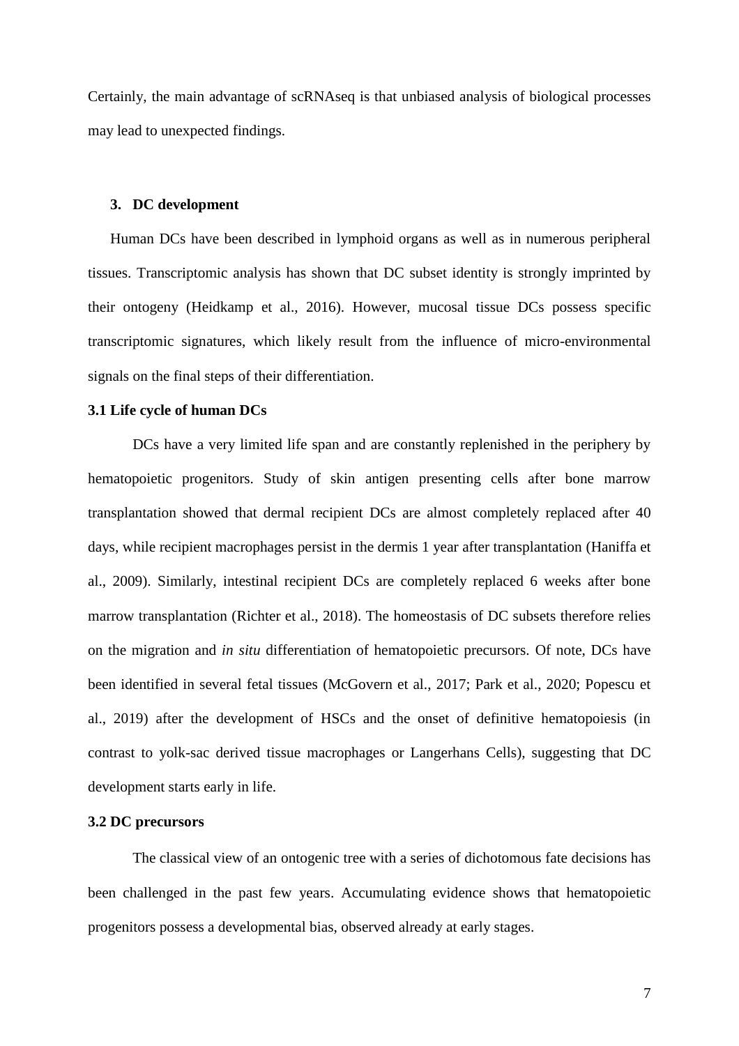Certainly, the main advantage of scRNAseq is that unbiased analysis of biological processes may lead to unexpected findings.

## 3. DC development

Human DCs have been described in lymphoid organs as well as in numerous peripheral tissues. Transcriptomic analysis has shown that DC subset identity is strongly imprinted by their ontogeny (Heidkamp et al., 2016). However, mucosal tissue DCs possess specific transcriptomic signatures, which likely result from the influence of micro-environmental signals on the final steps of their differentiation.

### 3.1 Life cycle of human DCs

DCs have a very limited life span and are constantly replenished in the periphery by hematopoietic progenitors. Study of skin antigen presenting cells after bone marrow transplantation showed that dermal recipient DCs are almost completely replaced after 40 days, while recipient macrophages persist in the dermis 1 year after transplantation (Haniffa et al., 2009). Similarly, intestinal recipient DCs are completely replaced 6 weeks after bone marrow transplantation (Richter et al., 2018). The homeostasis of DC subsets therefore relies on the migration and *in situ* differentiation of hematopoietic precursors. Of note, DCs have been identified in several fetal tissues (McGovern et al., 2017; Park et al., 2020; Popescu et al., 2019) after the development of HSCs and the onset of definitive hematopoiesis (in contrast to yolk-sac derived tissue macrophages or Langerhans Cells), suggesting that DC development starts early in life.

### 3.2 DC precursors

The classical view of an ontogenic tree with a series of dichotomous fate decisions has been challenged in the past few years. Accumulating evidence shows that hematopoietic progenitors possess a developmental bias, observed already at early stages.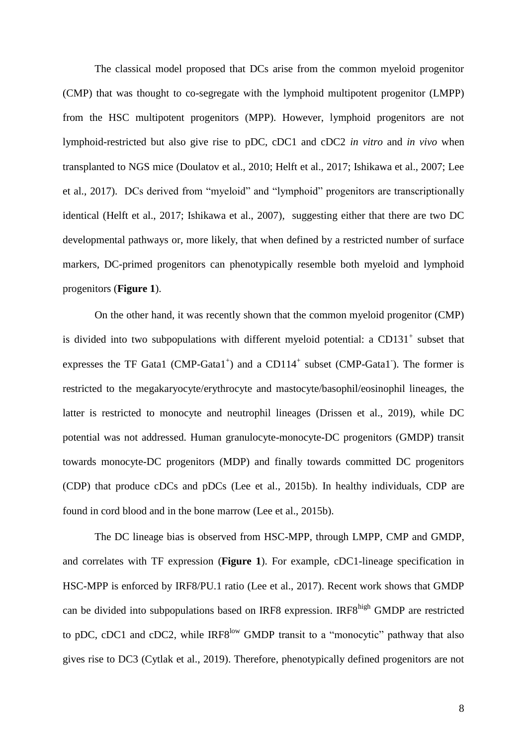The classical model proposed that DCs arise from the common myeloid progenitor (CMP) that was thought to co-segregate with the lymphoid multipotent progenitor (LMPP) from the HSC multipotent progenitors (MPP). However, lymphoid progenitors are not lymphoid-restricted but also give rise to pDC, cDC1 and cDC2 *in vitro* and *in vivo* when transplanted to NGS mice (Doulatov et al., 2010; Helft et al., 2017; Ishikawa et al., 2007; Lee et al., 2017). DCs derived from "myeloid" and "lymphoid" progenitors are transcriptionally identical (Helft et al., 2017; Ishikawa et al., 2007), suggesting either that there are two DC developmental pathways or, more likely, that when defined by a restricted number of surface markers, DC-primed progenitors can phenotypically resemble both myeloid and lymphoid progenitors (**Figure 1**).

On the other hand, it was recently shown that the common myeloid progenitor (CMP) is divided into two subpopulations with different myeloid potential: a $CD131^+$ subset that expresses the TF Gata1 (CMP-$Gata1^+$) and a $CD114^+$ subset (CMP-$Gata1^-$). The former is restricted to the megakaryocyte/erythrocyte and mastocyte/basophil/eosinophil lineages, the latter is restricted to monocyte and neutrophil lineages (Drissen et al., 2019), while DC potential was not addressed. Human granulocyte-monocyte-DC progenitors (GMDP) transit towards monocyte-DC progenitors (MDP) and finally towards committed DC progenitors (CDP) that produce cDCs and pDCs (Lee et al., 2015b). In healthy individuals, CDP are found in cord blood and in the bone marrow (Lee et al., 2015b).

The DC lineage bias is observed from HSC-MPP, through LMPP, CMP and GMDP, and correlates with TF expression (**Figure 1**). For example, cDC1-lineage specification in HSC-MPP is enforced by IRF8/PU.1 ratio (Lee et al., 2017). Recent work shows that GMDP can be divided into subpopulations based on IRF8 expression. $IRF8^{high}$ GMDP are restricted to pDC, cDC1 and cDC2, while $IRF8^{low}$ GMDP transit to a "monocytic" pathway that also gives rise to DC3 (Cytlak et al., 2019). Therefore, phenotypically defined progenitors are not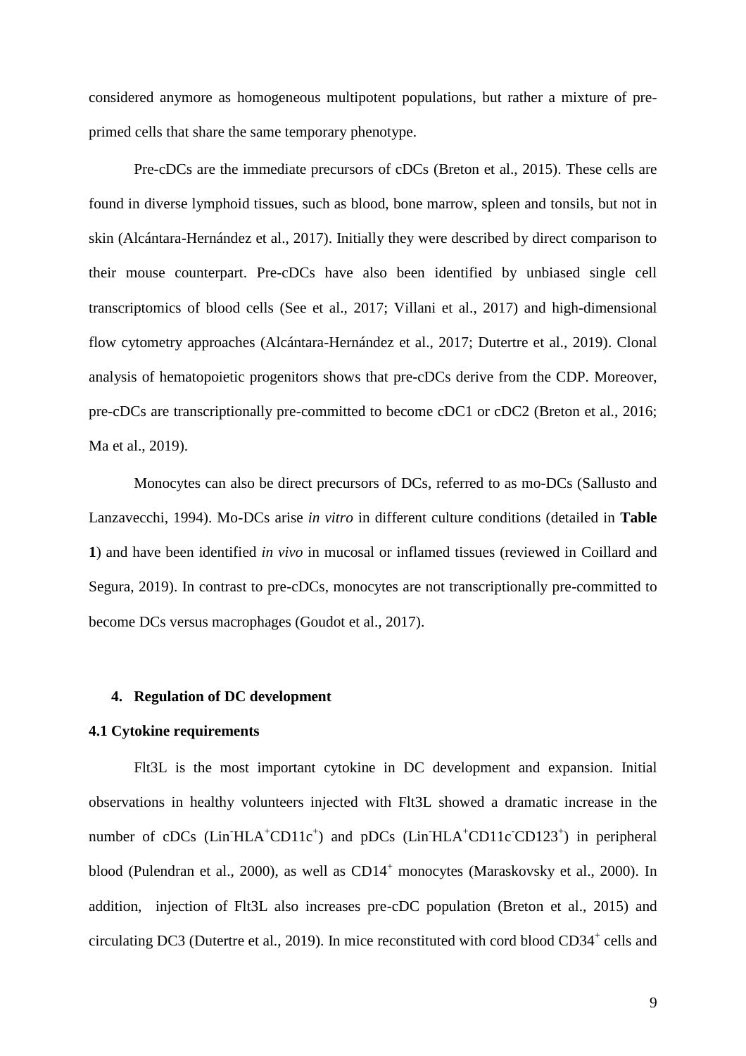considered anymore as homogeneous multipotent populations, but rather a mixture of pre-primed cells that share the same temporary phenotype.

Pre-cDCs are the immediate precursors of cDCs (Breton et al., 2015). These cells are found in diverse lymphoid tissues, such as blood, bone marrow, spleen and tonsils, but not in skin (Alcántara-Hernández et al., 2017). Initially they were described by direct comparison to their mouse counterpart. Pre-cDCs have also been identified by unbiased single cell transcriptomics of blood cells (See et al., 2017; Villani et al., 2017) and high-dimensional flow cytometry approaches (Alcántara-Hernández et al., 2017; Dutertre et al., 2019). Clonal analysis of hematopoietic progenitors shows that pre-cDCs derive from the CDP. Moreover, pre-cDCs are transcriptionally pre-committed to become cDC1 or cDC2 (Breton et al., 2016; Ma et al., 2019).

Monocytes can also be direct precursors of DCs, referred to as mo-DCs (Sallusto and Lanzavecchi, 1994). Mo-DCs arise *in vitro* in different culture conditions (detailed in **Table 1**) and have been identified *in vivo* in mucosal or inflamed tissues (reviewed in Coillard and Segura, 2019). In contrast to pre-cDCs, monocytes are not transcriptionally pre-committed to become DCs versus macrophages (Goudot et al., 2017).

## 4. Regulation of DC development

### 4.1 Cytokine requirements

Flt3L is the most important cytokine in DC development and expansion. Initial observations in healthy volunteers injected with Flt3L showed a dramatic increase in the number of cDCs (Lin$^-$HLA$^+$CD11c$^+$) and pDCs (Lin$^-$HLA$^+$CD11c$^-$CD123$^+$) in peripheral blood (Pulendran et al., 2000), as well as CD14$^+$ monocytes (Maraskovsky et al., 2000). In addition, injection of Flt3L also increases pre-cDC population (Breton et al., 2015) and circulating DC3 (Dutertre et al., 2019). In mice reconstituted with cord blood CD34$^+$ cells and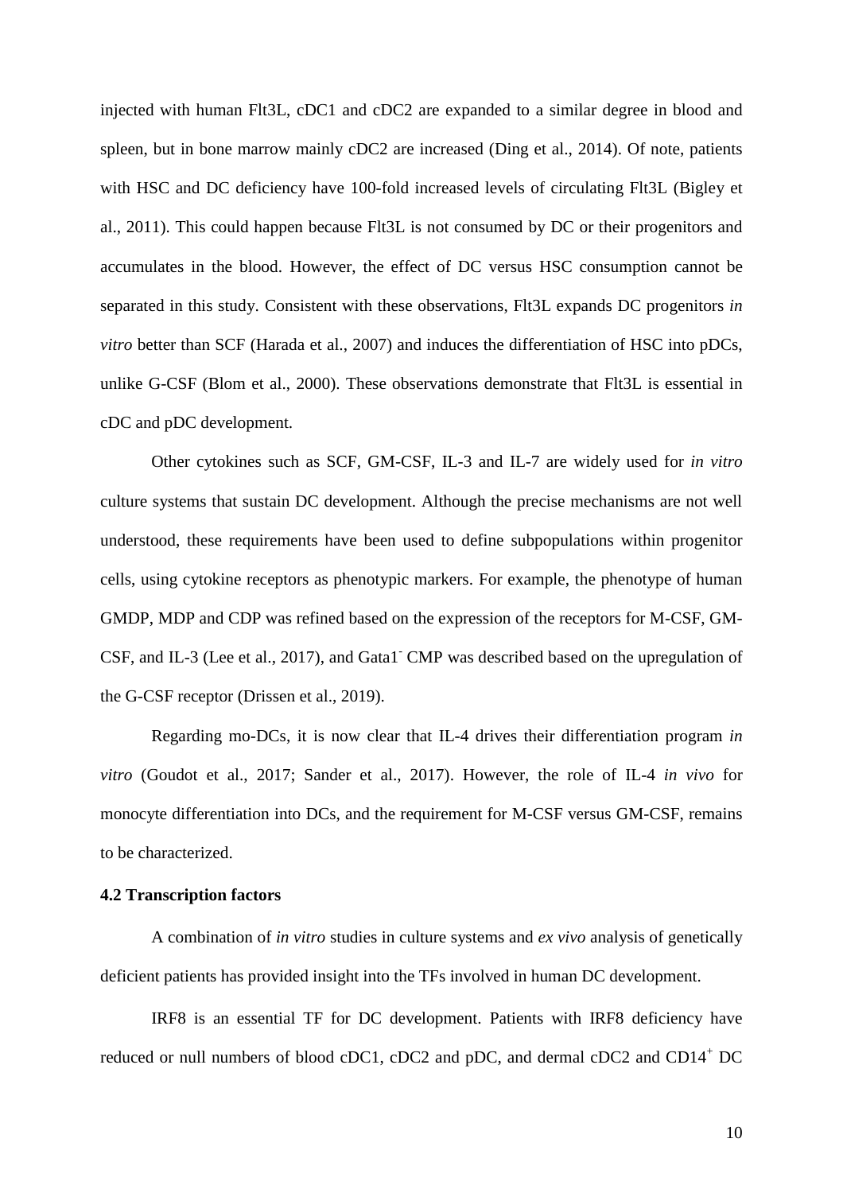injected with human Flt3L, cDC1 and cDC2 are expanded to a similar degree in blood and spleen, but in bone marrow mainly cDC2 are increased (Ding et al., 2014). Of note, patients with HSC and DC deficiency have 100-fold increased levels of circulating Flt3L (Bigley et al., 2011). This could happen because Flt3L is not consumed by DC or their progenitors and accumulates in the blood. However, the effect of DC versus HSC consumption cannot be separated in this study. Consistent with these observations, Flt3L expands DC progenitors *in vitro* better than SCF (Harada et al., 2007) and induces the differentiation of HSC into pDCs, unlike G-CSF (Blom et al., 2000). These observations demonstrate that Flt3L is essential in cDC and pDC development.

Other cytokines such as SCF, GM-CSF, IL-3 and IL-7 are widely used for *in vitro* culture systems that sustain DC development. Although the precise mechanisms are not well understood, these requirements have been used to define subpopulations within progenitor cells, using cytokine receptors as phenotypic markers. For example, the phenotype of human GMDP, MDP and CDP was refined based on the expression of the receptors for M-CSF, GM-CSF, and IL-3 (Lee et al., 2017), and Gata1$^{-}$ CMP was described based on the upregulation of the G-CSF receptor (Drissen et al., 2019).

Regarding mo-DCs, it is now clear that IL-4 drives their differentiation program *in vitro* (Goudot et al., 2017; Sander et al., 2017). However, the role of IL-4 *in vivo* for monocyte differentiation into DCs, and the requirement for M-CSF versus GM-CSF, remains to be characterized.

### 4.2 Transcription factors

A combination of *in vitro* studies in culture systems and *ex vivo* analysis of genetically deficient patients has provided insight into the TFs involved in human DC development.

IRF8 is an essential TF for DC development. Patients with IRF8 deficiency have reduced or null numbers of blood cDC1, cDC2 and pDC, and dermal cDC2 and CD14$^{+}$ DC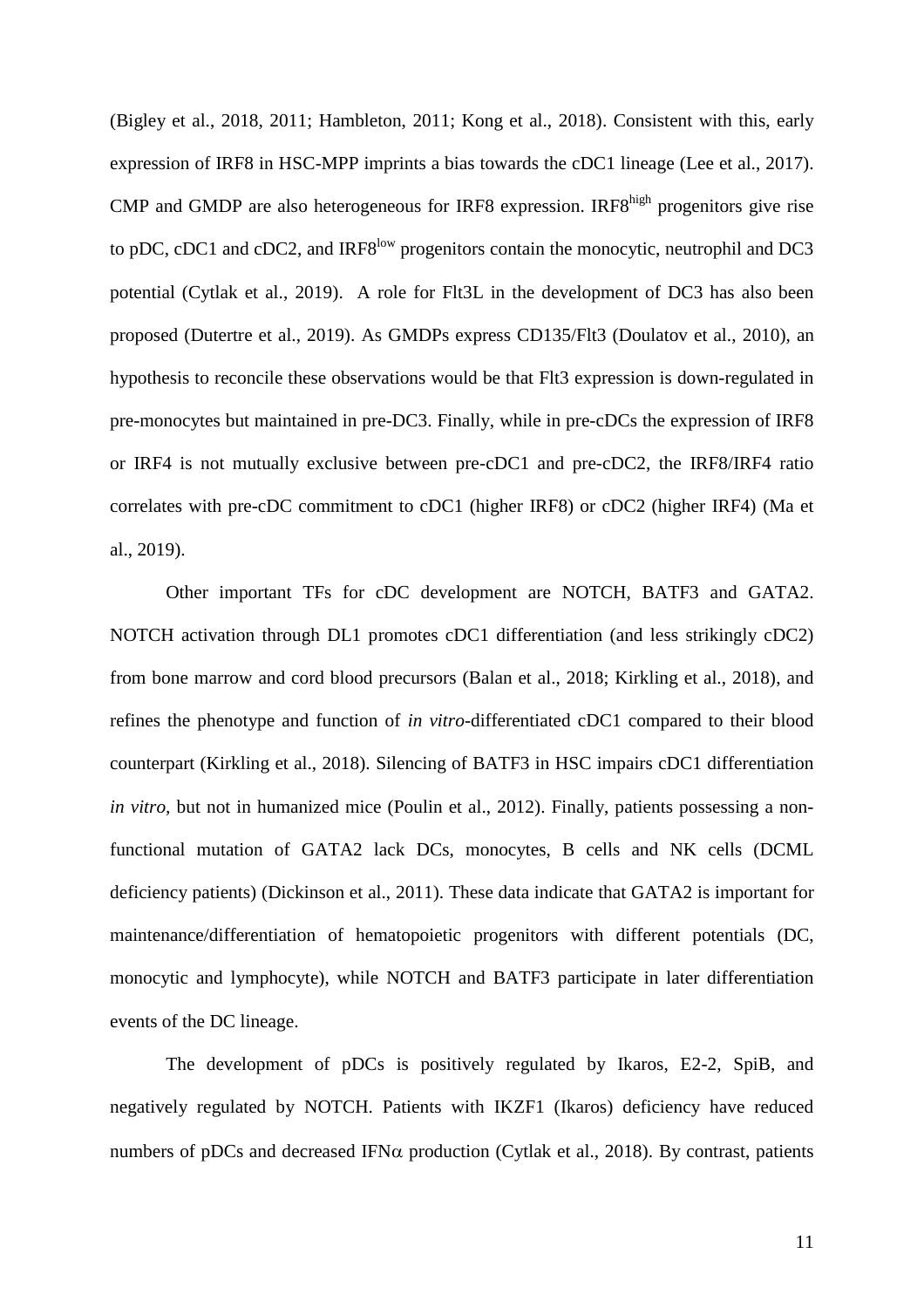(Bigley et al., 2018, 2011; Hambleton, 2011; Kong et al., 2018). Consistent with this, early expression of IRF8 in HSC-MPP imprints a bias towards the cDC1 lineage (Lee et al., 2017). CMP and GMDP are also heterogeneous for IRF8 expression. IRF8$^{high}$ progenitors give rise to pDC, cDC1 and cDC2, and IRF8$^{low}$ progenitors contain the monocytic, neutrophil and DC3 potential (Cytlak et al., 2019). A role for Flt3L in the development of DC3 has also been proposed (Dutertre et al., 2019). As GMDPs express CD135/Flt3 (Doulatov et al., 2010), an hypothesis to reconcile these observations would be that Flt3 expression is down-regulated in pre-monocytes but maintained in pre-DC3. Finally, while in pre-cDCs the expression of IRF8 or IRF4 is not mutually exclusive between pre-cDC1 and pre-cDC2, the IRF8/IRF4 ratio correlates with pre-cDC commitment to cDC1 (higher IRF8) or cDC2 (higher IRF4) (Ma et al., 2019).

Other important TFs for cDC development are NOTCH, BATF3 and GATA2. NOTCH activation through DL1 promotes cDC1 differentiation (and less strikingly cDC2) from bone marrow and cord blood precursors (Balan et al., 2018; Kirkling et al., 2018), and refines the phenotype and function of *in vitro*-differentiated cDC1 compared to their blood counterpart (Kirkling et al., 2018). Silencing of BATF3 in HSC impairs cDC1 differentiation *in vitro,* but not in humanized mice (Poulin et al., 2012). Finally, patients possessing a non-functional mutation of GATA2 lack DCs, monocytes, B cells and NK cells (DCML deficiency patients) (Dickinson et al., 2011). These data indicate that GATA2 is important for maintenance/differentiation of hematopoietic progenitors with different potentials (DC, monocytic and lymphocyte), while NOTCH and BATF3 participate in later differentiation events of the DC lineage.

The development of pDCs is positively regulated by Ikaros, E2-2, SpiB, and negatively regulated by NOTCH. Patients with IKZF1 (Ikaros) deficiency have reduced numbers of pDCs and decreased IFN$\alpha$ production (Cytlak et al., 2018). By contrast, patients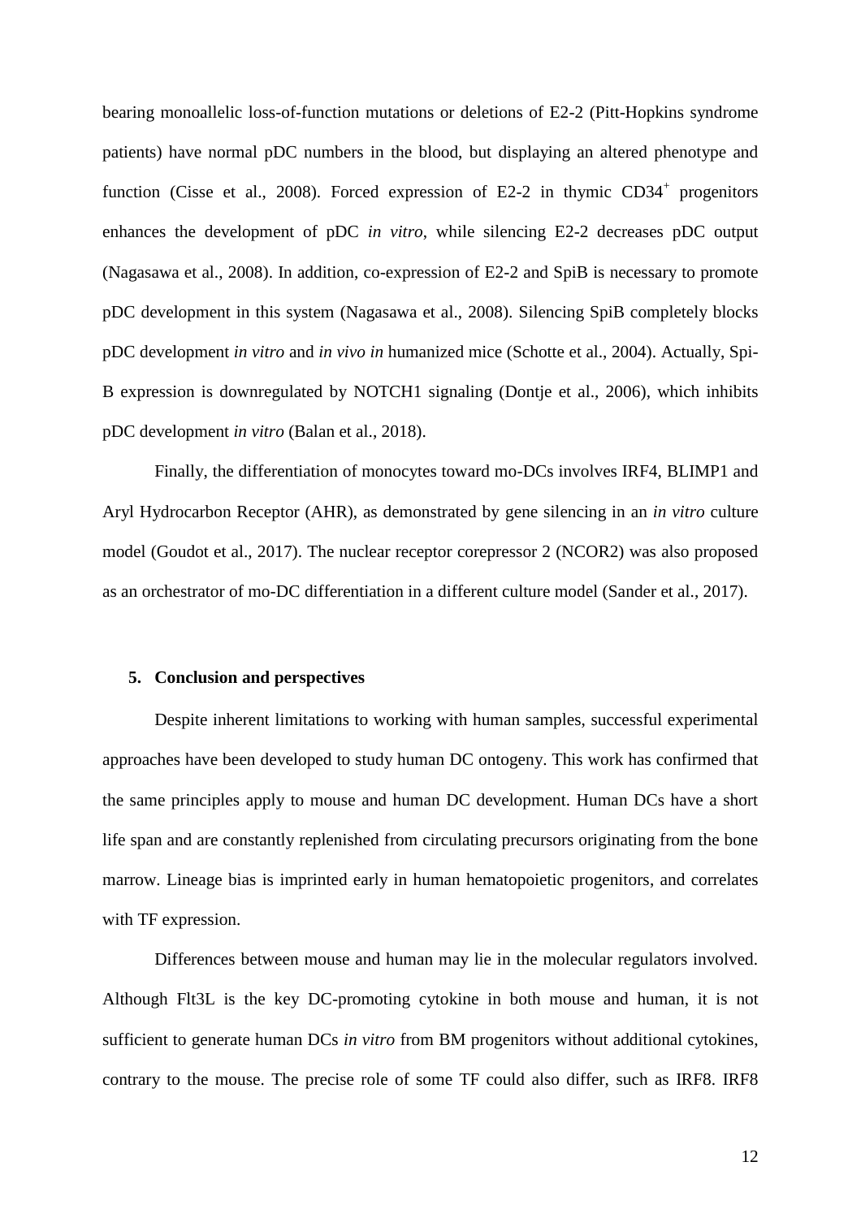bearing monoallelic loss-of-function mutations or deletions of E2-2 (Pitt-Hopkins syndrome patients) have normal pDC numbers in the blood, but displaying an altered phenotype and function (Cisse et al., 2008). Forced expression of E2-2 in thymic $CD34^+$ progenitors enhances the development of pDC *in vitro*, while silencing E2-2 decreases pDC output (Nagasawa et al., 2008). In addition, co-expression of E2-2 and SpiB is necessary to promote pDC development in this system (Nagasawa et al., 2008). Silencing SpiB completely blocks pDC development *in vitro* and *in vivo in* humanized mice (Schotte et al., 2004). Actually, Spi-B expression is downregulated by NOTCH1 signaling (Dontje et al., 2006), which inhibits pDC development *in vitro* (Balan et al., 2018).

Finally, the differentiation of monocytes toward mo-DCs involves IRF4, BLIMP1 and Aryl Hydrocarbon Receptor (AHR), as demonstrated by gene silencing in an *in vitro* culture model (Goudot et al., 2017). The nuclear receptor corepressor 2 (NCOR2) was also proposed as an orchestrator of mo-DC differentiation in a different culture model (Sander et al., 2017).

## 5. Conclusion and perspectives

Despite inherent limitations to working with human samples, successful experimental approaches have been developed to study human DC ontogeny. This work has confirmed that the same principles apply to mouse and human DC development. Human DCs have a short life span and are constantly replenished from circulating precursors originating from the bone marrow. Lineage bias is imprinted early in human hematopoietic progenitors, and correlates with TF expression.

Differences between mouse and human may lie in the molecular regulators involved. Although Flt3L is the key DC-promoting cytokine in both mouse and human, it is not sufficient to generate human DCs *in vitro* from BM progenitors without additional cytokines, contrary to the mouse. The precise role of some TF could also differ, such as IRF8. IRF8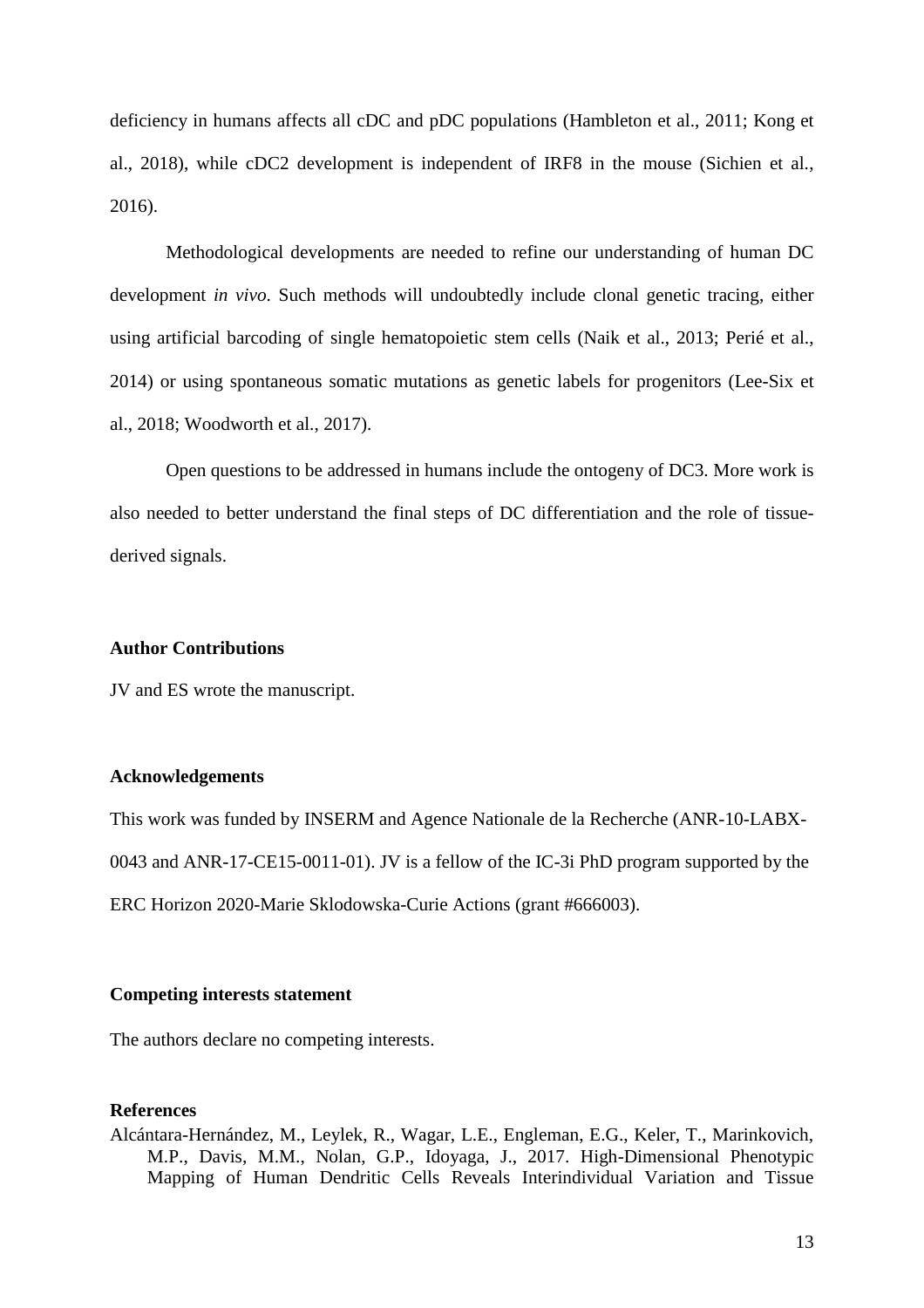deficiency in humans affects all cDC and pDC populations (Hambleton et al., 2011; Kong et al., 2018), while cDC2 development is independent of IRF8 in the mouse (Sichien et al., 2016).

Methodological developments are needed to refine our understanding of human DC development *in vivo*. Such methods will undoubtedly include clonal genetic tracing, either using artificial barcoding of single hematopoietic stem cells (Naik et al., 2013; Perié et al., 2014) or using spontaneous somatic mutations as genetic labels for progenitors (Lee-Six et al., 2018; Woodworth et al., 2017).

Open questions to be addressed in humans include the ontogeny of DC3. More work is also needed to better understand the final steps of DC differentiation and the role of tissue-derived signals.

**Author Contributions**

JV and ES wrote the manuscript.

**Acknowledgements**

This work was funded by INSERM and Agence Nationale de la Recherche (ANR-10-LABX-0043 and ANR-17-CE15-0011-01). JV is a fellow of the IC-3i PhD program supported by the ERC Horizon 2020-Marie Sklodowska-Curie Actions (grant #666003).

**Competing interests statement**

The authors declare no competing interests.

**References**

Alcántara-Hernández, M., Leylek, R., Wagar, L.E., Engleman, E.G., Keler, T., Marinkovich, M.P., Davis, M.M., Nolan, G.P., Idoyaga, J., 2017. High-Dimensional Phenotypic Mapping of Human Dendritic Cells Reveals Interindividual Variation and Tissue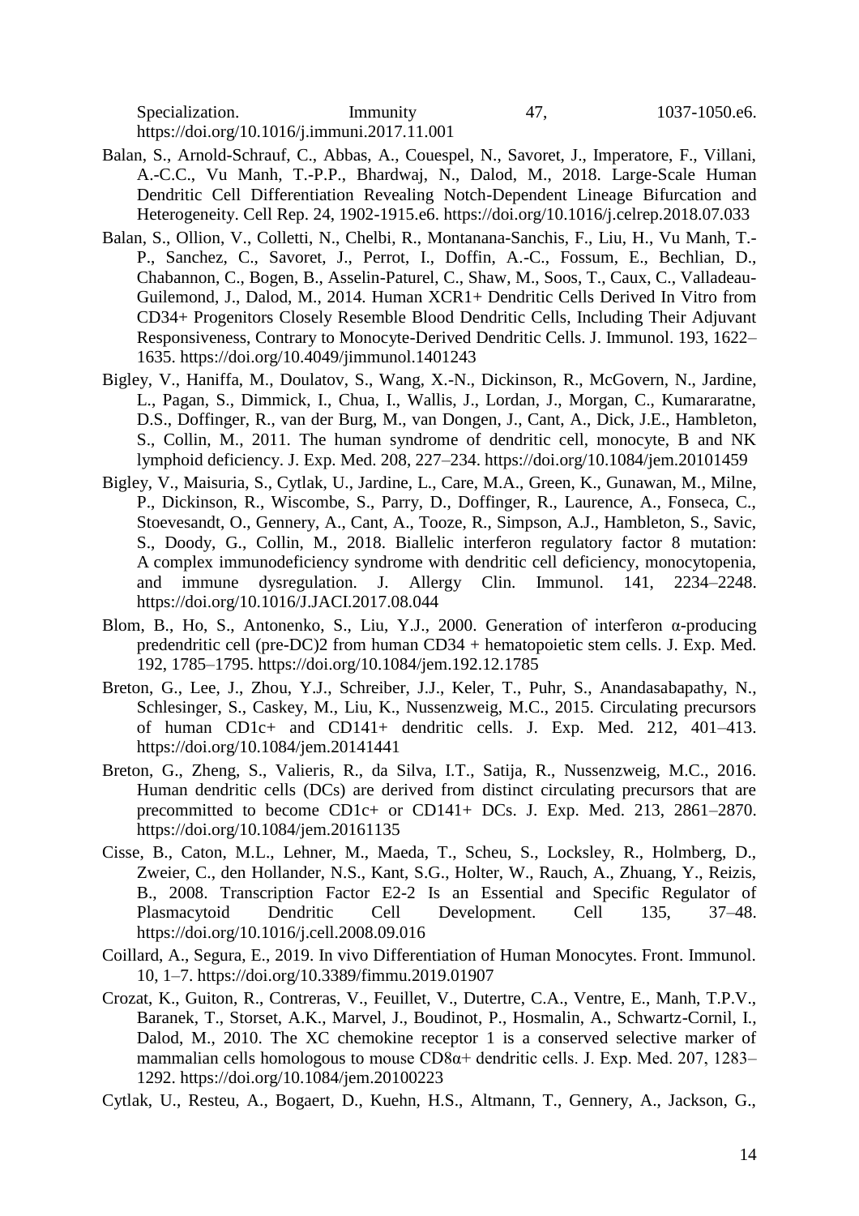Specialization. Immunity 47, 1037-1050.e6. https://doi.org/10.1016/j.immuni.2017.11.001

Balan, S., Arnold-Schrauf, C., Abbas, A., Couespel, N., Savoret, J., Imperatore, F., Villani, A.-C.C., Vu Manh, T.-P.P., Bhardwaj, N., Dalod, M., 2018. Large-Scale Human Dendritic Cell Differentiation Revealing Notch-Dependent Lineage Bifurcation and Heterogeneity. Cell Rep. 24, 1902-1915.e6. https://doi.org/10.1016/j.celrep.2018.07.033

Balan, S., Ollion, V., Colletti, N., Chelbi, R., Montanana-Sanchis, F., Liu, H., Vu Manh, T.-P., Sanchez, C., Savoret, J., Perrot, I., Doffin, A.-C., Fossum, E., Bechlian, D., Chabannon, C., Bogen, B., Asselin-Paturel, C., Shaw, M., Soos, T., Caux, C., Valladeau-Guilemond, J., Dalod, M., 2014. Human XCR1+ Dendritic Cells Derived In Vitro from CD34+ Progenitors Closely Resemble Blood Dendritic Cells, Including Their Adjuvant Responsiveness, Contrary to Monocyte-Derived Dendritic Cells. J. Immunol. 193, 1622–1635. https://doi.org/10.4049/jimmunol.1401243

Bigley, V., Haniffa, M., Doulatov, S., Wang, X.-N., Dickinson, R., McGovern, N., Jardine, L., Pagan, S., Dimmick, I., Chua, I., Wallis, J., Lordan, J., Morgan, C., Kumararatne, D.S., Doffinger, R., van der Burg, M., van Dongen, J., Cant, A., Dick, J.E., Hambleton, S., Collin, M., 2011. The human syndrome of dendritic cell, monocyte, B and NK lymphoid deficiency. J. Exp. Med. 208, 227–234. https://doi.org/10.1084/jem.20101459

Bigley, V., Maisuria, S., Cytlak, U., Jardine, L., Care, M.A., Green, K., Gunawan, M., Milne, P., Dickinson, R., Wiscombe, S., Parry, D., Doffinger, R., Laurence, A., Fonseca, C., Stoevesandt, O., Gennery, A., Cant, A., Tooze, R., Simpson, A.J., Hambleton, S., Savic, S., Doody, G., Collin, M., 2018. Biallelic interferon regulatory factor 8 mutation: A complex immunodeficiency syndrome with dendritic cell deficiency, monocytopenia, and immune dysregulation. J. Allergy Clin. Immunol. 141, 2234–2248. https://doi.org/10.1016/J.JACI.2017.08.044

Blom, B., Ho, S., Antonenko, S., Liu, Y.J., 2000. Generation of interferon α-producing predendritic cell (pre-DC)2 from human CD34 + hematopoietic stem cells. J. Exp. Med. 192, 1785–1795. https://doi.org/10.1084/jem.192.12.1785

Breton, G., Lee, J., Zhou, Y.J., Schreiber, J.J., Keler, T., Puhr, S., Anandasabapathy, N., Schlesinger, S., Caskey, M., Liu, K., Nussenzweig, M.C., 2015. Circulating precursors of human CD1c+ and CD141+ dendritic cells. J. Exp. Med. 212, 401–413. https://doi.org/10.1084/jem.20141441

Breton, G., Zheng, S., Valieris, R., da Silva, I.T., Satija, R., Nussenzweig, M.C., 2016. Human dendritic cells (DCs) are derived from distinct circulating precursors that are precommitted to become CD1c+ or CD141+ DCs. J. Exp. Med. 213, 2861–2870. https://doi.org/10.1084/jem.20161135

Cisse, B., Caton, M.L., Lehner, M., Maeda, T., Scheu, S., Locksley, R., Holmberg, D., Zweier, C., den Hollander, N.S., Kant, S.G., Holter, W., Rauch, A., Zhuang, Y., Reizis, B., 2008. Transcription Factor E2-2 Is an Essential and Specific Regulator of Plasmacytoid Dendritic Cell Development. Cell 135, 37–48. https://doi.org/10.1016/j.cell.2008.09.016

Coillard, A., Segura, E., 2019. In vivo Differentiation of Human Monocytes. Front. Immunol. 10, 1–7. https://doi.org/10.3389/fimmu.2019.01907

Crozat, K., Guiton, R., Contreras, V., Feuillet, V., Dutertre, C.A., Ventre, E., Manh, T.P.V., Baranek, T., Storset, A.K., Marvel, J., Boudinot, P., Hosmalin, A., Schwartz-Cornil, I., Dalod, M., 2010. The XC chemokine receptor 1 is a conserved selective marker of mammalian cells homologous to mouse CD8α+ dendritic cells. J. Exp. Med. 207, 1283–1292. https://doi.org/10.1084/jem.20100223

Cytlak, U., Resteu, A., Bogaert, D., Kuehn, H.S., Altmann, T., Gennery, A., Jackson, G.,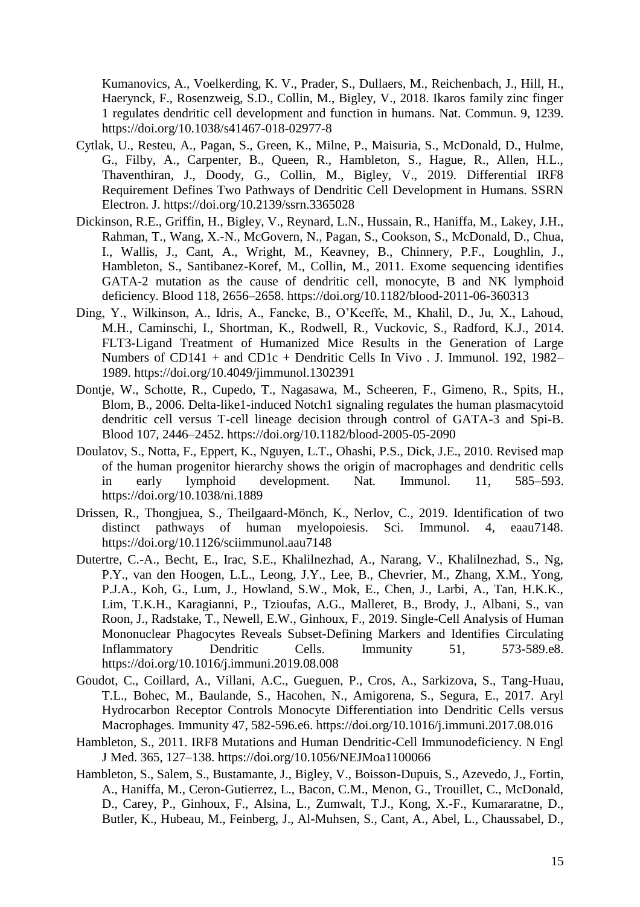Kumanovics, A., Voelkerding, K. V., Prader, S., Dullaers, M., Reichenbach, J., Hill, H., Haerynck, F., Rosenzweig, S.D., Collin, M., Bigley, V., 2018. Ikaros family zinc finger 1 regulates dendritic cell development and function in humans. Nat. Commun. 9, 1239. https://doi.org/10.1038/s41467-018-02977-8

Cytlak, U., Resteu, A., Pagan, S., Green, K., Milne, P., Maisuria, S., McDonald, D., Hulme, G., Filby, A., Carpenter, B., Queen, R., Hambleton, S., Hague, R., Allen, H.L., Thaventhiran, J., Doody, G., Collin, M., Bigley, V., 2019. Differential IRF8 Requirement Defines Two Pathways of Dendritic Cell Development in Humans. SSRN Electron. J. https://doi.org/10.2139/ssrn.3365028

Dickinson, R.E., Griffin, H., Bigley, V., Reynard, L.N., Hussain, R., Haniffa, M., Lakey, J.H., Rahman, T., Wang, X.-N., McGovern, N., Pagan, S., Cookson, S., McDonald, D., Chua, I., Wallis, J., Cant, A., Wright, M., Keavney, B., Chinnery, P.F., Loughlin, J., Hambleton, S., Santibanez-Koref, M., Collin, M., 2011. Exome sequencing identifies GATA-2 mutation as the cause of dendritic cell, monocyte, B and NK lymphoid deficiency. Blood 118, 2656–2658. https://doi.org/10.1182/blood-2011-06-360313

Ding, Y., Wilkinson, A., Idris, A., Fancke, B., O'Keeffe, M., Khalil, D., Ju, X., Lahoud, M.H., Caminschi, I., Shortman, K., Rodwell, R., Vuckovic, S., Radford, K.J., 2014. FLT3-Ligand Treatment of Humanized Mice Results in the Generation of Large Numbers of CD141 + and CD1c + Dendritic Cells In Vivo . J. Immunol. 192, 1982–1989. https://doi.org/10.4049/jimmunol.1302391

Dontje, W., Schotte, R., Cupedo, T., Nagasawa, M., Scheeren, F., Gimeno, R., Spits, H., Blom, B., 2006. Delta-like1-induced Notch1 signaling regulates the human plasmacytoid dendritic cell versus T-cell lineage decision through control of GATA-3 and Spi-B. Blood 107, 2446–2452. https://doi.org/10.1182/blood-2005-05-2090

Doulatov, S., Notta, F., Eppert, K., Nguyen, L.T., Ohashi, P.S., Dick, J.E., 2010. Revised map of the human progenitor hierarchy shows the origin of macrophages and dendritic cells in early lymphoid development. Nat. Immunol. 11, 585–593. https://doi.org/10.1038/ni.1889

Drissen, R., Thongjuea, S., Theilgaard-Mönch, K., Nerlov, C., 2019. Identification of two distinct pathways of human myelopoiesis. Sci. Immunol. 4, eaau7148. https://doi.org/10.1126/sciimmunol.aau7148

Dutertre, C.-A., Becht, E., Irac, S.E., Khalilnezhad, A., Narang, V., Khalilnezhad, S., Ng, P.Y., van den Hoogen, L.L., Leong, J.Y., Lee, B., Chevrier, M., Zhang, X.M., Yong, P.J.A., Koh, G., Lum, J., Howland, S.W., Mok, E., Chen, J., Larbi, A., Tan, H.K.K., Lim, T.K.H., Karagianni, P., Tzioufas, A.G., Malleret, B., Brody, J., Albani, S., van Roon, J., Radstake, T., Newell, E.W., Ginhoux, F., 2019. Single-Cell Analysis of Human Mononuclear Phagocytes Reveals Subset-Defining Markers and Identifies Circulating Inflammatory Dendritic Cells. Immunity 51, 573-589.e8. https://doi.org/10.1016/j.immuni.2019.08.008

Goudot, C., Coillard, A., Villani, A.C., Gueguen, P., Cros, A., Sarkizova, S., Tang-Huau, T.L., Bohec, M., Baulande, S., Hacohen, N., Amigorena, S., Segura, E., 2017. Aryl Hydrocarbon Receptor Controls Monocyte Differentiation into Dendritic Cells versus Macrophages. Immunity 47, 582-596.e6. https://doi.org/10.1016/j.immuni.2017.08.016

Hambleton, S., 2011. IRF8 Mutations and Human Dendritic-Cell Immunodeficiency. N Engl J Med. 365, 127–138. https://doi.org/10.1056/NEJMoa1100066

Hambleton, S., Salem, S., Bustamante, J., Bigley, V., Boisson-Dupuis, S., Azevedo, J., Fortin, A., Haniffa, M., Ceron-Gutierrez, L., Bacon, C.M., Menon, G., Trouillet, C., McDonald, D., Carey, P., Ginhoux, F., Alsina, L., Zumwalt, T.J., Kong, X.-F., Kumararatne, D., Butler, K., Hubeau, M., Feinberg, J., Al-Muhsen, S., Cant, A., Abel, L., Chaussabel, D.,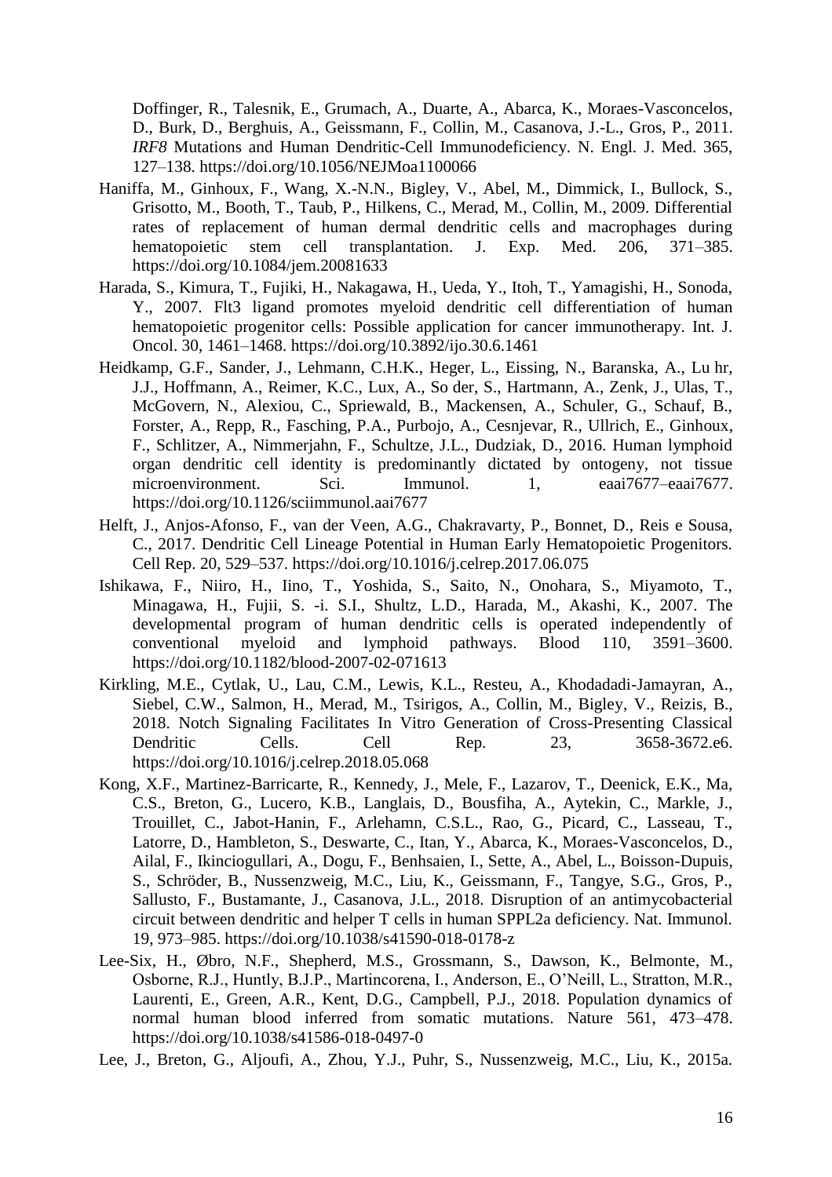Doffinger, R., Talesnik, E., Grumach, A., Duarte, A., Abarca, K., Moraes-Vasconcelos, D., Burk, D., Berghuis, A., Geissmann, F., Collin, M., Casanova, J.-L., Gros, P., 2011. *IRF8* Mutations and Human Dendritic-Cell Immunodeficiency. N. Engl. J. Med. 365, 127–138. https://doi.org/10.1056/NEJMoa1100066

Haniffa, M., Ginhoux, F., Wang, X.-N.N., Bigley, V., Abel, M., Dimmick, I., Bullock, S., Grisotto, M., Booth, T., Taub, P., Hilkens, C., Merad, M., Collin, M., 2009. Differential rates of replacement of human dermal dendritic cells and macrophages during hematopoietic stem cell transplantation. J. Exp. Med. 206, 371–385. https://doi.org/10.1084/jem.20081633

Harada, S., Kimura, T., Fujiki, H., Nakagawa, H., Ueda, Y., Itoh, T., Yamagishi, H., Sonoda, Y., 2007. Flt3 ligand promotes myeloid dendritic cell differentiation of human hematopoietic progenitor cells: Possible application for cancer immunotherapy. Int. J. Oncol. 30, 1461–1468. https://doi.org/10.3892/ijo.30.6.1461

Heidkamp, G.F., Sander, J., Lehmann, C.H.K., Heger, L., Eissing, N., Baranska, A., Lu hr, J.J., Hoffmann, A., Reimer, K.C., Lux, A., So der, S., Hartmann, A., Zenk, J., Ulas, T., McGovern, N., Alexiou, C., Spriewald, B., Mackensen, A., Schuler, G., Schauf, B., Forster, A., Repp, R., Fasching, P.A., Purbojo, A., Cesnjevar, R., Ullrich, E., Ginhoux, F., Schlitzer, A., Nimmerjahn, F., Schultze, J.L., Dudziak, D., 2016. Human lymphoid organ dendritic cell identity is predominantly dictated by ontogeny, not tissue microenvironment. Sci. Immunol. 1, eaai7677–eaai7677. https://doi.org/10.1126/sciimmunol.aai7677

Helft, J., Anjos-Afonso, F., van der Veen, A.G., Chakravarty, P., Bonnet, D., Reis e Sousa, C., 2017. Dendritic Cell Lineage Potential in Human Early Hematopoietic Progenitors. Cell Rep. 20, 529–537. https://doi.org/10.1016/j.celrep.2017.06.075

Ishikawa, F., Niiro, H., Iino, T., Yoshida, S., Saito, N., Onohara, S., Miyamoto, T., Minagawa, H., Fujii, S. -i. S.I., Shultz, L.D., Harada, M., Akashi, K., 2007. The developmental program of human dendritic cells is operated independently of conventional myeloid and lymphoid pathways. Blood 110, 3591–3600. https://doi.org/10.1182/blood-2007-02-071613

Kirkling, M.E., Cytlak, U., Lau, C.M., Lewis, K.L., Resteu, A., Khodadadi-Jamayran, A., Siebel, C.W., Salmon, H., Merad, M., Tsirigos, A., Collin, M., Bigley, V., Reizis, B., 2018. Notch Signaling Facilitates In Vitro Generation of Cross-Presenting Classical Dendritic Cells. Cell Rep. 23, 3658-3672.e6. https://doi.org/10.1016/j.celrep.2018.05.068

Kong, X.F., Martinez-Barricarte, R., Kennedy, J., Mele, F., Lazarov, T., Deenick, E.K., Ma, C.S., Breton, G., Lucero, K.B., Langlais, D., Bousfiha, A., Aytekin, C., Markle, J., Trouillet, C., Jabot-Hanin, F., Arlehamn, C.S.L., Rao, G., Picard, C., Lasseau, T., Latorre, D., Hambleton, S., Deswarte, C., Itan, Y., Abarca, K., Moraes-Vasconcelos, D., Ailal, F., Ikinciogullari, A., Dogu, F., Benhsaien, I., Sette, A., Abel, L., Boisson-Dupuis, S., Schröder, B., Nussenzweig, M.C., Liu, K., Geissmann, F., Tangye, S.G., Gros, P., Sallusto, F., Bustamante, J., Casanova, J.L., 2018. Disruption of an antimycobacterial circuit between dendritic and helper T cells in human SPPL2a deficiency. Nat. Immunol. 19, 973–985. https://doi.org/10.1038/s41590-018-0178-z

Lee-Six, H., Øbro, N.F., Shepherd, M.S., Grossmann, S., Dawson, K., Belmonte, M., Osborne, R.J., Huntly, B.J.P., Martincorena, I., Anderson, E., O'Neill, L., Stratton, M.R., Laurenti, E., Green, A.R., Kent, D.G., Campbell, P.J., 2018. Population dynamics of normal human blood inferred from somatic mutations. Nature 561, 473–478. https://doi.org/10.1038/s41586-018-0497-0

Lee, J., Breton, G., Aljoufi, A., Zhou, Y.J., Puhr, S., Nussenzweig, M.C., Liu, K., 2015a.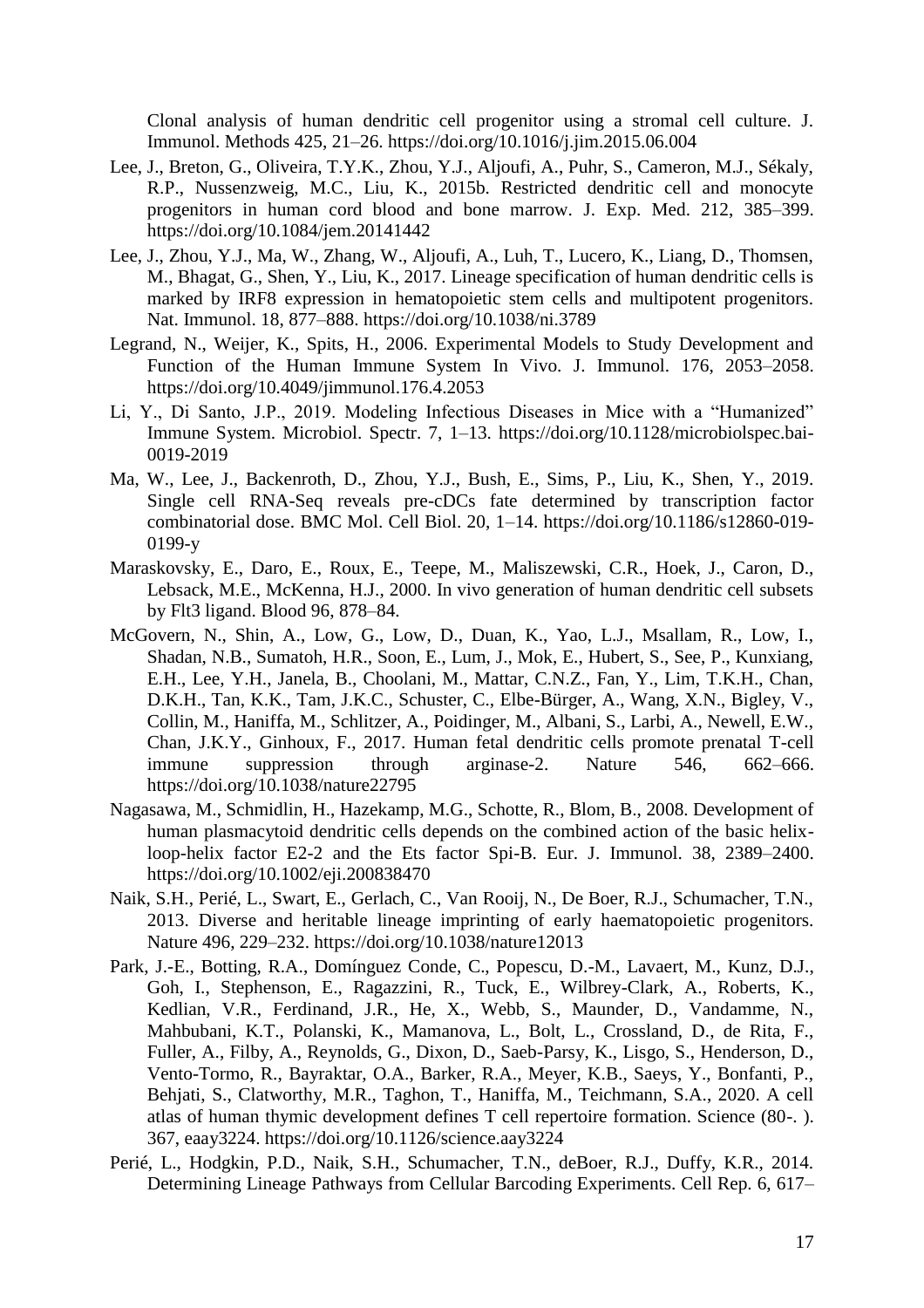Clonal analysis of human dendritic cell progenitor using a stromal cell culture. J. Immunol. Methods 425, 21–26. https://doi.org/10.1016/j.jim.2015.06.004

Lee, J., Breton, G., Oliveira, T.Y.K., Zhou, Y.J., Aljoufi, A., Puhr, S., Cameron, M.J., Sékaly, R.P., Nussenzweig, M.C., Liu, K., 2015b. Restricted dendritic cell and monocyte progenitors in human cord blood and bone marrow. J. Exp. Med. 212, 385–399. https://doi.org/10.1084/jem.20141442

Lee, J., Zhou, Y.J., Ma, W., Zhang, W., Aljoufi, A., Luh, T., Lucero, K., Liang, D., Thomsen, M., Bhagat, G., Shen, Y., Liu, K., 2017. Lineage specification of human dendritic cells is marked by IRF8 expression in hematopoietic stem cells and multipotent progenitors. Nat. Immunol. 18, 877–888. https://doi.org/10.1038/ni.3789

Legrand, N., Weijer, K., Spits, H., 2006. Experimental Models to Study Development and Function of the Human Immune System In Vivo. J. Immunol. 176, 2053–2058. https://doi.org/10.4049/jimmunol.176.4.2053

Li, Y., Di Santo, J.P., 2019. Modeling Infectious Diseases in Mice with a "Humanized" Immune System. Microbiol. Spectr. 7, 1–13. https://doi.org/10.1128/microbiolspec.bai-0019-2019

Ma, W., Lee, J., Backenroth, D., Zhou, Y.J., Bush, E., Sims, P., Liu, K., Shen, Y., 2019. Single cell RNA-Seq reveals pre-cDCs fate determined by transcription factor combinatorial dose. BMC Mol. Cell Biol. 20, 1–14. https://doi.org/10.1186/s12860-019-0199-y

Maraskovsky, E., Daro, E., Roux, E., Teepe, M., Maliszewski, C.R., Hoek, J., Caron, D., Lebsack, M.E., McKenna, H.J., 2000. In vivo generation of human dendritic cell subsets by Flt3 ligand. Blood 96, 878–84.

McGovern, N., Shin, A., Low, G., Low, D., Duan, K., Yao, L.J., Msallam, R., Low, I., Shadan, N.B., Sumatoh, H.R., Soon, E., Lum, J., Mok, E., Hubert, S., See, P., Kunxiang, E.H., Lee, Y.H., Janela, B., Choolani, M., Mattar, C.N.Z., Fan, Y., Lim, T.K.H., Chan, D.K.H., Tan, K.K., Tam, J.K.C., Schuster, C., Elbe-Bürger, A., Wang, X.N., Bigley, V., Collin, M., Haniffa, M., Schlitzer, A., Poidinger, M., Albani, S., Larbi, A., Newell, E.W., Chan, J.K.Y., Ginhoux, F., 2017. Human fetal dendritic cells promote prenatal T-cell immune suppression through arginase-2. Nature 546, 662–666. https://doi.org/10.1038/nature22795

Nagasawa, M., Schmidlin, H., Hazekamp, M.G., Schotte, R., Blom, B., 2008. Development of human plasmacytoid dendritic cells depends on the combined action of the basic helix-loop-helix factor E2-2 and the Ets factor Spi-B. Eur. J. Immunol. 38, 2389–2400. https://doi.org/10.1002/eji.200838470

Naik, S.H., Perié, L., Swart, E., Gerlach, C., Van Rooij, N., De Boer, R.J., Schumacher, T.N., 2013. Diverse and heritable lineage imprinting of early haematopoietic progenitors. Nature 496, 229–232. https://doi.org/10.1038/nature12013

Park, J.-E., Botting, R.A., Domínguez Conde, C., Popescu, D.-M., Lavaert, M., Kunz, D.J., Goh, I., Stephenson, E., Ragazzini, R., Tuck, E., Wilbrey-Clark, A., Roberts, K., Kedlian, V.R., Ferdinand, J.R., He, X., Webb, S., Maunder, D., Vandamme, N., Mahbubani, K.T., Polanski, K., Mamanova, L., Bolt, L., Crossland, D., de Rita, F., Fuller, A., Filby, A., Reynolds, G., Dixon, D., Saeb-Parsy, K., Lisgo, S., Henderson, D., Vento-Tormo, R., Bayraktar, O.A., Barker, R.A., Meyer, K.B., Saeys, Y., Bonfanti, P., Behjati, S., Clatworthy, M.R., Taghon, T., Haniffa, M., Teichmann, S.A., 2020. A cell atlas of human thymic development defines T cell repertoire formation. Science (80-. ). 367, eaay3224. https://doi.org/10.1126/science.aay3224

Perié, L., Hodgkin, P.D., Naik, S.H., Schumacher, T.N., deBoer, R.J., Duffy, K.R., 2014. Determining Lineage Pathways from Cellular Barcoding Experiments. Cell Rep. 6, 617–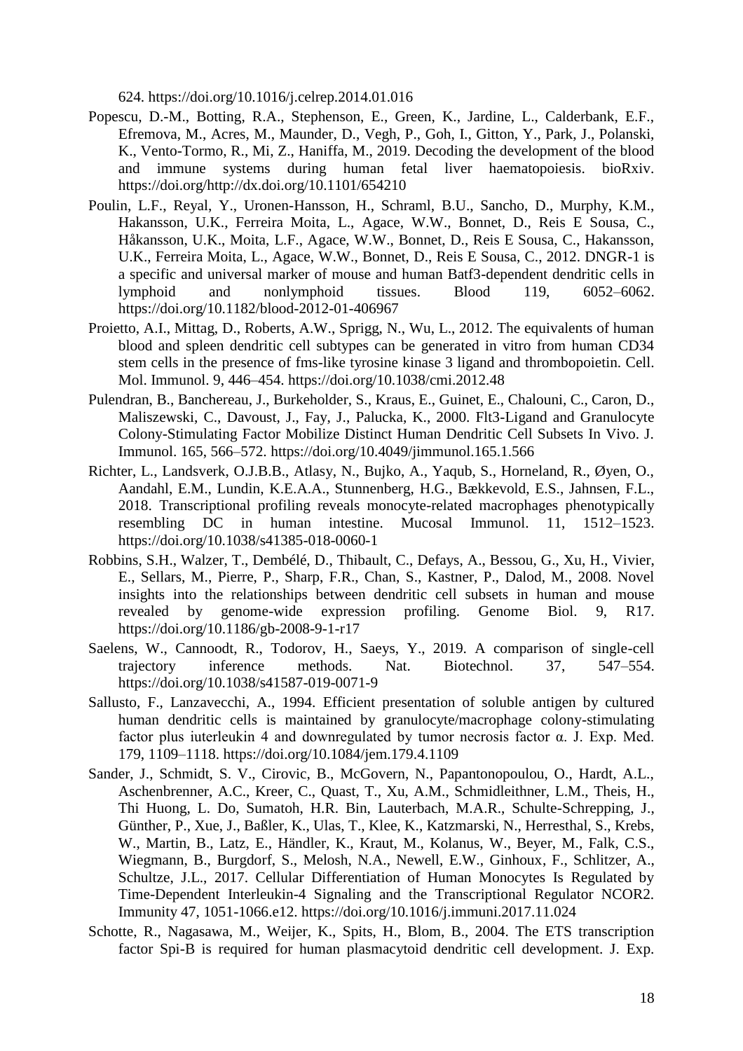624. https://doi.org/10.1016/j.celrep.2014.01.016

Popescu, D.-M., Botting, R.A., Stephenson, E., Green, K., Jardine, L., Calderbank, E.F., Efremova, M., Acres, M., Maunder, D., Vegh, P., Goh, I., Gitton, Y., Park, J., Polanski, K., Vento-Tormo, R., Mi, Z., Haniffa, M., 2019. Decoding the development of the blood and immune systems during human fetal liver haematopoiesis. bioRxiv. https://doi.org/http://dx.doi.org/10.1101/654210

Poulin, L.F., Reyal, Y., Uronen-Hansson, H., Schraml, B.U., Sancho, D., Murphy, K.M., Hakansson, U.K., Ferreira Moita, L., Agace, W.W., Bonnet, D., Reis E Sousa, C., Håkansson, U.K., Moita, L.F., Agace, W.W., Bonnet, D., Reis E Sousa, C., Hakansson, U.K., Ferreira Moita, L., Agace, W.W., Bonnet, D., Reis E Sousa, C., 2012. DNGR-1 is a specific and universal marker of mouse and human Batf3-dependent dendritic cells in lymphoid and nonlymphoid tissues. Blood 119, 6052–6062. https://doi.org/10.1182/blood-2012-01-406967

Proietto, A.I., Mittag, D., Roberts, A.W., Sprigg, N., Wu, L., 2012. The equivalents of human blood and spleen dendritic cell subtypes can be generated in vitro from human CD34 stem cells in the presence of fms-like tyrosine kinase 3 ligand and thrombopoietin. Cell. Mol. Immunol. 9, 446–454. https://doi.org/10.1038/cmi.2012.48

Pulendran, B., Banchereau, J., Burkeholder, S., Kraus, E., Guinet, E., Chalouni, C., Caron, D., Maliszewski, C., Davoust, J., Fay, J., Palucka, K., 2000. Flt3-Ligand and Granulocyte Colony-Stimulating Factor Mobilize Distinct Human Dendritic Cell Subsets In Vivo. J. Immunol. 165, 566–572. https://doi.org/10.4049/jimmunol.165.1.566

Richter, L., Landsverk, O.J.B.B., Atlasy, N., Bujko, A., Yaqub, S., Horneland, R., Øyen, O., Aandahl, E.M., Lundin, K.E.A.A., Stunnenberg, H.G., Bækkevold, E.S., Jahnsen, F.L., 2018. Transcriptional profiling reveals monocyte-related macrophages phenotypically resembling DC in human intestine. Mucosal Immunol. 11, 1512–1523. https://doi.org/10.1038/s41385-018-0060-1

Robbins, S.H., Walzer, T., Dembélé, D., Thibault, C., Defays, A., Bessou, G., Xu, H., Vivier, E., Sellars, M., Pierre, P., Sharp, F.R., Chan, S., Kastner, P., Dalod, M., 2008. Novel insights into the relationships between dendritic cell subsets in human and mouse revealed by genome-wide expression profiling. Genome Biol. 9, R17. https://doi.org/10.1186/gb-2008-9-1-r17

Saelens, W., Cannoodt, R., Todorov, H., Saeys, Y., 2019. A comparison of single-cell trajectory inference methods. Nat. Biotechnol. 37, 547–554. https://doi.org/10.1038/s41587-019-0071-9

Sallusto, F., Lanzavecchi, A., 1994. Efficient presentation of soluble antigen by cultured human dendritic cells is maintained by granulocyte/macrophage colony-stimulating factor plus iuterleukin 4 and downregulated by tumor necrosis factor α. J. Exp. Med. 179, 1109–1118. https://doi.org/10.1084/jem.179.4.1109

Sander, J., Schmidt, S. V., Cirovic, B., McGovern, N., Papantonopoulou, O., Hardt, A.L., Aschenbrenner, A.C., Kreer, C., Quast, T., Xu, A.M., Schmidleithner, L.M., Theis, H., Thi Huong, L. Do, Sumatoh, H.R. Bin, Lauterbach, M.A.R., Schulte-Schrepping, J., Günther, P., Xue, J., Baßler, K., Ulas, T., Klee, K., Katzmarski, N., Herresthal, S., Krebs, W., Martin, B., Latz, E., Händler, K., Kraut, M., Kolanus, W., Beyer, M., Falk, C.S., Wiegmann, B., Burgdorf, S., Melosh, N.A., Newell, E.W., Ginhoux, F., Schlitzer, A., Schultze, J.L., 2017. Cellular Differentiation of Human Monocytes Is Regulated by Time-Dependent Interleukin-4 Signaling and the Transcriptional Regulator NCOR2. Immunity 47, 1051-1066.e12. https://doi.org/10.1016/j.immuni.2017.11.024

Schotte, R., Nagasawa, M., Weijer, K., Spits, H., Blom, B., 2004. The ETS transcription factor Spi-B is required for human plasmacytoid dendritic cell development. J. Exp.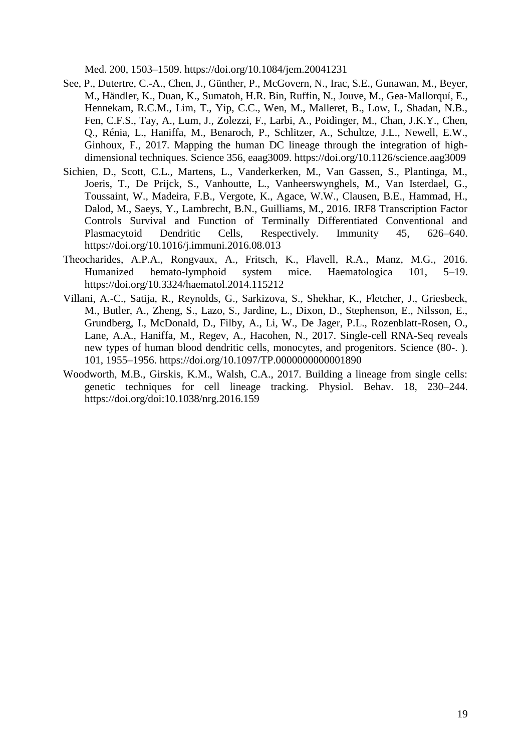Med. 200, 1503–1509. https://doi.org/10.1084/jem.20041231

See, P., Dutertre, C.-A., Chen, J., Günther, P., McGovern, N., Irac, S.E., Gunawan, M., Beyer, M., Händler, K., Duan, K., Sumatoh, H.R. Bin, Ruffin, N., Jouve, M., Gea-Mallorquí, E., Hennekam, R.C.M., Lim, T., Yip, C.C., Wen, M., Malleret, B., Low, I., Shadan, N.B., Fen, C.F.S., Tay, A., Lum, J., Zolezzi, F., Larbi, A., Poidinger, M., Chan, J.K.Y., Chen, Q., Rénia, L., Haniffa, M., Benaroch, P., Schlitzer, A., Schultze, J.L., Newell, E.W., Ginhoux, F., 2017. Mapping the human DC lineage through the integration of high-dimensional techniques. Science 356, eaag3009. https://doi.org/10.1126/science.aag3009

Sichien, D., Scott, C.L., Martens, L., Vanderkerken, M., Van Gassen, S., Plantinga, M., Joeris, T., De Prijck, S., Vanhoutte, L., Vanheerswynghels, M., Van Isterdael, G., Toussaint, W., Madeira, F.B., Vergote, K., Agace, W.W., Clausen, B.E., Hammad, H., Dalod, M., Saeys, Y., Lambrecht, B.N., Guilliams, M., 2016. IRF8 Transcription Factor Controls Survival and Function of Terminally Differentiated Conventional and Plasmacytoid Dendritic Cells, Respectively. Immunity 45, 626–640. https://doi.org/10.1016/j.immuni.2016.08.013

Theocharides, A.P.A., Rongvaux, A., Fritsch, K., Flavell, R.A., Manz, M.G., 2016. Humanized hemato-lymphoid system mice. Haematologica 101, 5–19. https://doi.org/10.3324/haematol.2014.115212

Villani, A.-C., Satija, R., Reynolds, G., Sarkizova, S., Shekhar, K., Fletcher, J., Griesbeck, M., Butler, A., Zheng, S., Lazo, S., Jardine, L., Dixon, D., Stephenson, E., Nilsson, E., Grundberg, I., McDonald, D., Filby, A., Li, W., De Jager, P.L., Rozenblatt-Rosen, O., Lane, A.A., Haniffa, M., Regev, A., Hacohen, N., 2017. Single-cell RNA-Seq reveals new types of human blood dendritic cells, monocytes, and progenitors. Science (80-. ). 101, 1955–1956. https://doi.org/10.1097/TP.0000000000001890

Woodworth, M.B., Girskis, K.M., Walsh, C.A., 2017. Building a lineage from single cells: genetic techniques for cell lineage tracking. Physiol. Behav. 18, 230–244. https://doi.org/doi:10.1038/nrg.2016.159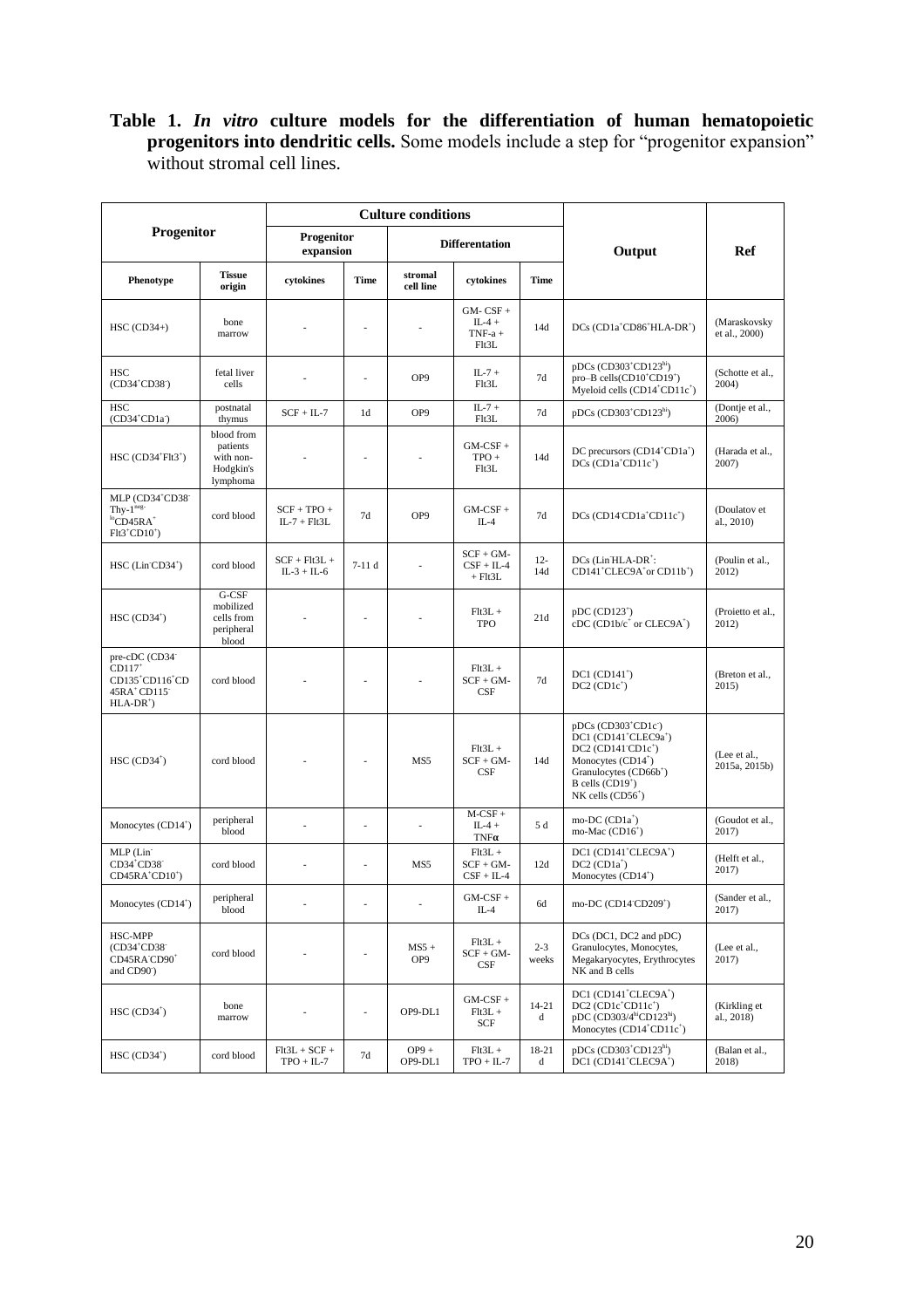**Table 1. *In vitro* culture models for the differentiation of human hematopoietic progenitors into dendritic cells.** Some models include a step for "progenitor expansion" without stromal cell lines.

| Progenitor | | Culture conditions | | | | | Output | Ref |
|---|---|---|---|---|---|---|---|---|
| | | Progenitor expansion | | Differentation | | | | |
| Phenotype | Tissue origin | cytokines | Time | stromal cell line | cytokines | Time | | |
| HSC (CD34+) | bone marrow | - | - | - | GM- CSF + IL-4 + TNF-a + Flt3L | 14d | DCs (CD1a$^{+}$CD86$^{+}$HLA-DR$^{+}$) | (Maraskovsky et al., 2000) |
| HSC (CD34$^{+}$CD38$^{-}$) | fetal liver cells | - | - | OP9 | IL-7 + Flt3L | 7d | pDCs (CD303$^{+}$CD123$^{hi}$) pro–B cells(CD10$^{+}$CD19$^{+}$) Myeloid cells (CD14$^{+}$CD11c$^{+}$) | (Schotte et al., 2004) |
| HSC (CD34$^{+}$CD1a$^{-}$) | postnatal thymus | SCF + IL-7 | 1d | OP9 | IL-7 + Flt3L | 7d | pDCs (CD303$^{+}$CD123$^{hi}$) | (Dontje et al., 2006) |
| HSC (CD34$^{+}$Flt3$^{+}$) | blood from patients with non-Hodgkin's lymphoma | - | - | - | GM-CSF + TPO + Flt3L | 14d | DC precursors (CD14$^{+}$CD1a$^{+}$) DCs (CD1a$^{+}$CD11c$^{+}$) | (Harada et al., 2007) |
| MLP (CD34$^{+}$CD38$^{-}$ Thy-1$^{neg-lo}$CD45RA$^{+}$ Flt3$^{+}$CD10$^{+}$) | cord blood | SCF + TPO + IL-7 + Flt3L | 7d | OP9 | GM-CSF + IL-4 | 7d | DCs (CD14$^{-}$CD1a$^{+}$CD11c$^{+}$) | (Doulatov et al., 2010) |
| HSC (Lin$^{-}$CD34$^{+}$) | cord blood | SCF + Flt3L + IL-3 + IL-6 | 7-11 d | - | SCF + GM-CSF + IL-4 + Flt3L | 12-14d | DCs (Lin$^{-}$HLA-DR$^{+}$: CD141$^{+}$CLEC9A$^{+}$or CD11b$^{+}$) | (Poulin et al., 2012) |
| HSC (CD34$^{+}$) | G-CSF mobilized cells from peripheral blood | - | - | - | Flt3L + TPO | 21d | pDC (CD123$^{+}$) cDC (CD1b/c$^{+}$ or CLEC9A$^{+}$) | (Proietto et al., 2012) |
| pre-cDC (CD34$^{-}$ CD117$^{+}$ CD135$^{+}$CD116$^{+}$CD 45RA$^{+}$ CD115$^{-}$ HLA-DR$^{+}$) | cord blood | - | - | - | Flt3L + SCF + GM-CSF | 7d | DC1 (CD141$^{+}$) DC2 (CD1c$^{+}$) | (Breton et al., 2015) |
| HSC (CD34$^{+}$) | cord blood | - | - | MS5 | Flt3L + SCF + GM-CSF | 14d | pDCs (CD303$^{+}$CD1c$^{-}$) DC1 (CD141$^{+}$CLEC9a$^{+}$) DC2 (CD141$^{-}$CD1c$^{+}$) Monocytes (CD14$^{+}$) Granulocytes (CD66b$^{+}$) B cells (CD19$^{+}$) NK cells (CD56$^{+}$) | (Lee et al., 2015a, 2015b) |
| Monocytes (CD14$^{+}$) | peripheral blood | - | - | - | M-CSF + IL-4 + TNFα | 5 d | mo-DC (CD1a$^{+}$) mo-Mac (CD16$^{+}$) | (Goudot et al., 2017) |
| MLP (Lin$^{-}$ CD34$^{+}$CD38$^{-}$ CD45RA$^{+}$CD10$^{+}$) | cord blood | - | - | MS5 | Flt3L + SCF + GM-CSF + IL-4 | 12d | DC1 (CD141$^{+}$CLEC9A$^{+}$) DC2 (CD1a$^{+}$) Monocytes (CD14$^{+}$) | (Helft et al., 2017) |
| Monocytes (CD14$^{+}$) | peripheral blood | - | - | - | GM-CSF + IL-4 | 6d | mo-DC (CD14$^{-}$CD209$^{+}$) | (Sander et al., 2017) |
| HSC-MPP (CD34$^{+}$CD38$^{-}$ CD45RA$^{-}$CD90$^{+}$ and CD90$^{-}$) | cord blood | - | - | MS5 + OP9 | Flt3L + SCF + GM-CSF | 2-3 weeks | DCs (DC1, DC2 and pDC) Granulocytes, Monocytes, Megakaryocytes, Erythrocytes NK and B cells | (Lee et al., 2017) |
| HSC (CD34$^{+}$) | bone marrow | - | - | OP9-DL1 | GM-CSF + Flt3L + SCF | 14-21 d | DC1 (CD141$^{+}$CLEC9A$^{+}$) DC2 (CD1c$^{+}$CD11c$^{+}$) pDC (CD303/4$^{hi}$CD123$^{hi}$) Monocytes (CD14$^{+}$CD11c$^{+}$) | (Kirkling et al., 2018) |
| HSC (CD34$^{+}$) | cord blood | Flt3L + SCF + TPO + IL-7 | 7d | OP9 + OP9-DL1 | Flt3L + TPO + IL-7 | 18-21 d | pDCs (CD303$^{+}$CD123$^{hi}$) DC1 (CD141$^{+}$CLEC9A$^{+}$) | (Balan et al., 2018) |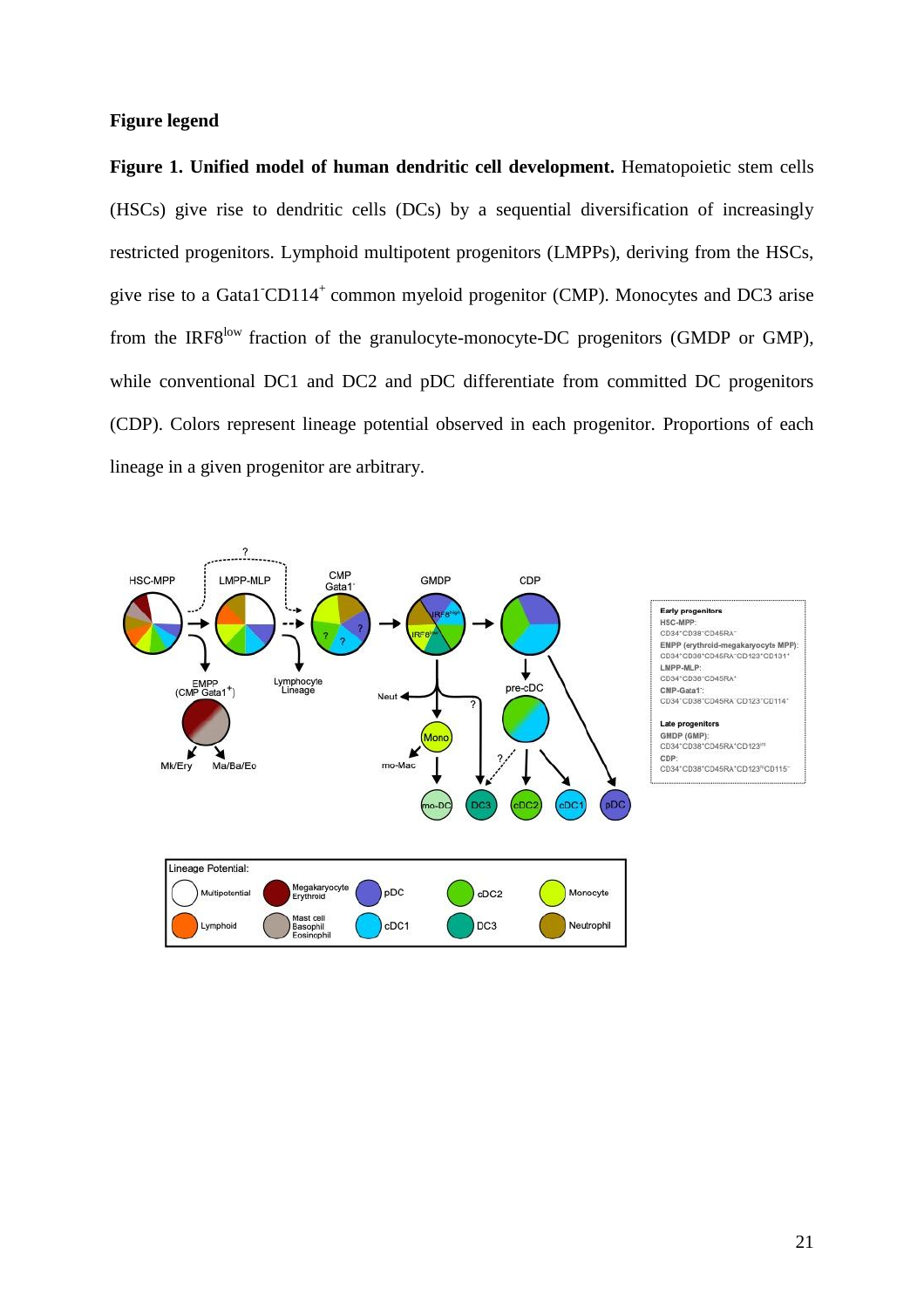**Figure legend**

**Figure 1. Unified model of human dendritic cell development.** Hematopoietic stem cells (HSCs) give rise to dendritic cells (DCs) by a sequential diversification of increasingly restricted progenitors. Lymphoid multipotent progenitors (LMPPs), deriving from the HSCs, give rise to a Gata1$^{-}$CD114$^{+}$ common myeloid progenitor (CMP). Monocytes and DC3 arise from the IRF8$^{low}$ fraction of the granulocyte-monocyte-DC progenitors (GMDP or GMP), while conventional DC1 and DC2 and pDC differentiate from committed DC progenitors (CDP). Colors represent lineage potential observed in each progenitor. Proportions of each lineage in a given progenitor are arbitrary.

HSC-MPP
LMPP-MLP
CMP Gata1$^{-}$
GMDP
CDP
?
IRF8$^{high}$
IRF8$^{low}$
EMPP (CMP Gata1$^{+}$)
Lymphocyte Lineage
Mk/Ery
Ma/Ba/Eo
Neut
pre-cDC
Mono
mo-Mac
mo-DC
DC3
cDC2
cDC1
pDC

Early progenitors
HSC-MPP:
CD34$^{+}$CD38$^{-}$CD45RA$^{-}$
EMPP (erythroid-megakaryocyte MPP):
CD34$^{+}$CD38$^{+}$CD45RA$^{-}$CD123$^{+}$CD131$^{+}$
LMPP-MLP:
CD34$^{+}$CD38$^{-}$CD45RA$^{+}$
CMP-Gata1$^{-}$:
CD34$^{+}$CD38$^{+}$CD45RA$^{-}$CD123$^{+}$CD114$^{+}$

Late progenitors
GMDP (GMP):
CD34$^{+}$CD38$^{+}$CD45RA$^{+}$CD123$^{int}$
CDP:
CD34$^{+}$CD38$^{+}$CD45RA$^{+}$CD123$^{hi}$CD115$^{-}$

Lineage Potential:
Multipotential
Megakaryocyte Erythroid
pDC
cDC2
Monocyte
Lymphoid
Mast cell Basophil Eosinophil
cDC1
DC3
Neutrophil